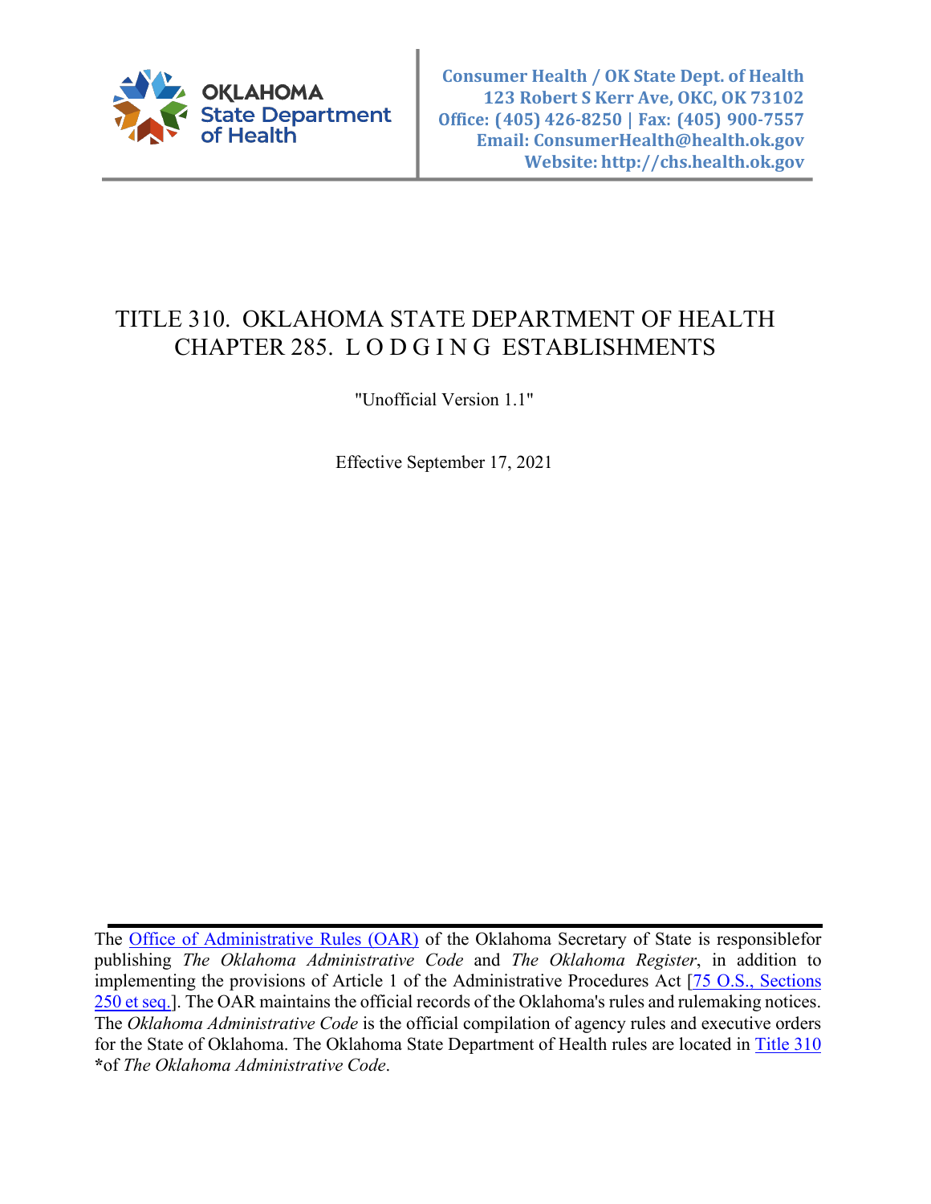OKLAHOMA
State Department
of Health

**Consumer Health / OK State Dept. of Health**
**123 Robert S Kerr Ave, OKC, OK 73102**
**Office: (405) 426-8250 | Fax: (405) 900-7557**
**Email: ConsumerHealth@health.ok.gov**
**Website: http://chs.health.ok.gov**

# TITLE 310. OKLAHOMA STATE DEPARTMENT OF HEALTH
# CHAPTER 285. L O D G I N G ESTABLISHMENTS

"Unofficial Version 1.1"

Effective September 17, 2021

The [Office of Administrative Rules (OAR)] of the Oklahoma Secretary of State is responsiblefor publishing *The Oklahoma Administrative Code* and *The Oklahoma Register*, in addition to implementing the provisions of Article 1 of the Administrative Procedures Act [[75 O.S., Sections 250 et seq.]]. The OAR maintains the official records of the Oklahoma's rules and rulemaking notices. The *Oklahoma Administrative Code* is the official compilation of agency rules and executive orders for the State of Oklahoma. The Oklahoma State Department of Health rules are located in [Title 310] **\***of *The Oklahoma Administrative Code*.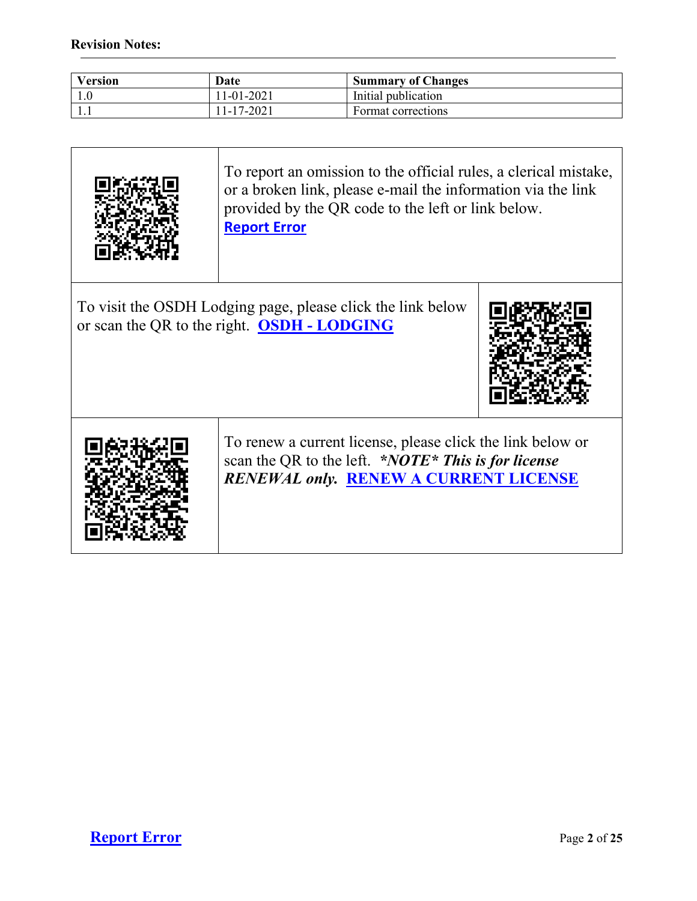**Revision Notes:**

| Version | Date | Summary of Changes |
|---|---|---|
| 1.0 | 11-01-2021 | Initial publication |
| 1.1 | 11-17-2021 | Format corrections |

To report an omission to the official rules, a clerical mistake, or a broken link, please e-mail the information via the link provided by the QR code to the left or link below.
**Report Error**

To visit the OSDH Lodging page, please click the link below or scan the QR to the right. **OSDH - LODGING**

To renew a current license, please click the link below or scan the QR to the left. ***\*NOTE\* This is for license RENEWAL only.*** **RENEW A CURRENT LICENSE**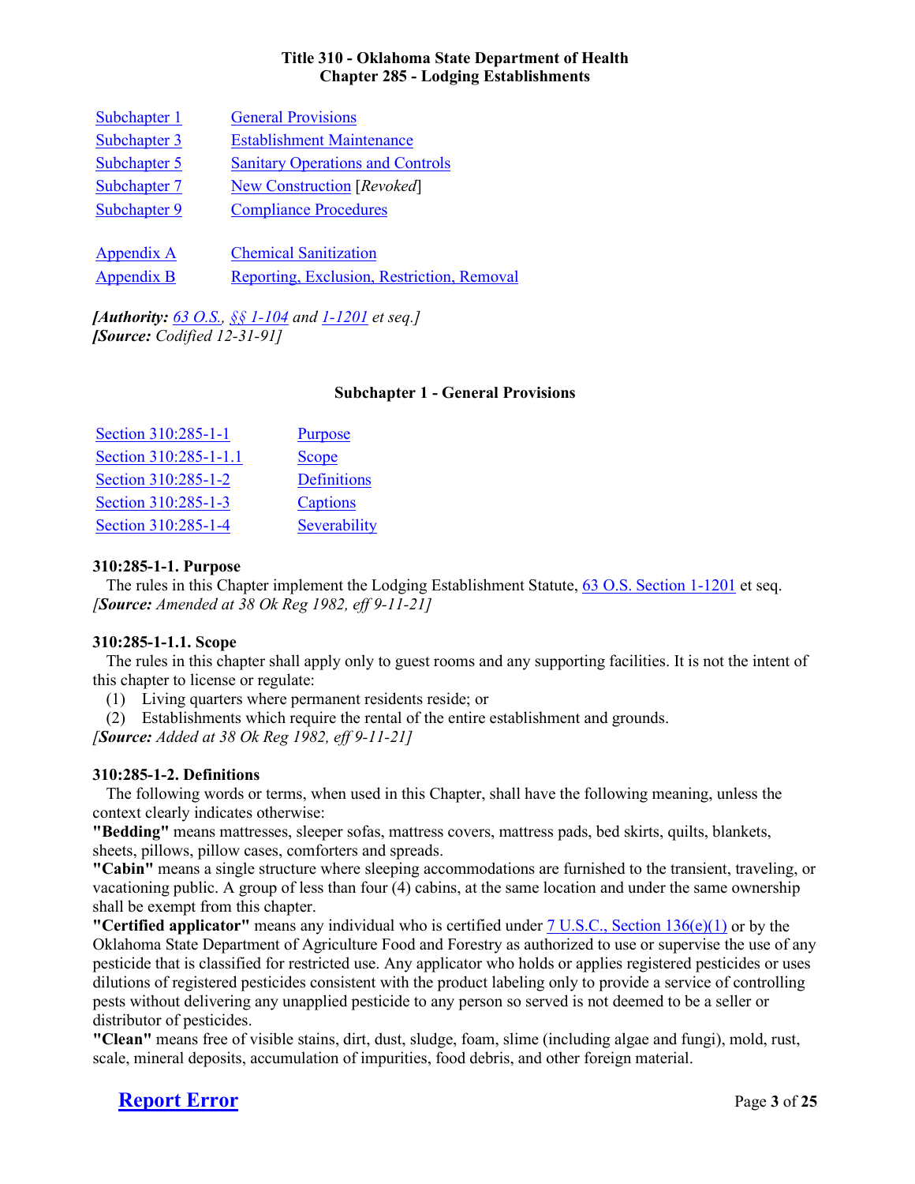**Title 310 - Oklahoma State Department of Health**
**Chapter 285 - Lodging Establishments**

| | |
|---|---|
| Subchapter 1 | General Provisions |
| Subchapter 3 | Establishment Maintenance |
| Subchapter 5 | Sanitary Operations and Controls |
| Subchapter 7 | New Construction [*Revoked*] |
| Subchapter 9 | Compliance Procedures |
| Appendix A | Chemical Sanitization |
| Appendix B | Reporting, Exclusion, Restriction, Removal |

***[Authority:** 63 O.S., §§ 1-104 and 1-1201 et seq.]*
***[Source:** Codified 12-31-91]*

## Subchapter 1 - General Provisions

| | |
|---|---|
| Section 310:285-1-1 | Purpose |
| Section 310:285-1-1.1 | Scope |
| Section 310:285-1-2 | Definitions |
| Section 310:285-1-3 | Captions |
| Section 310:285-1-4 | Severability |

### 310:285-1-1. Purpose

The rules in this Chapter implement the Lodging Establishment Statute, 63 O.S. Section 1-1201 et seq.
*[**Source:** Amended at 38 Ok Reg 1982, eff 9-11-21]*

### 310:285-1-1.1. Scope

The rules in this chapter shall apply only to guest rooms and any supporting facilities. It is not the intent of this chapter to license or regulate:

(1) Living quarters where permanent residents reside; or
(2) Establishments which require the rental of the entire establishment and grounds.

*[**Source:** Added at 38 Ok Reg 1982, eff 9-11-21]*

### 310:285-1-2. Definitions

The following words or terms, when used in this Chapter, shall have the following meaning, unless the context clearly indicates otherwise:

**"Bedding"** means mattresses, sleeper sofas, mattress covers, mattress pads, bed skirts, quilts, blankets, sheets, pillows, pillow cases, comforters and spreads.

**"Cabin"** means a single structure where sleeping accommodations are furnished to the transient, traveling, or vacationing public. A group of less than four (4) cabins, at the same location and under the same ownership shall be exempt from this chapter.

**"Certified applicator"** means any individual who is certified under 7 U.S.C., Section 136(e)(1) or by the Oklahoma State Department of Agriculture Food and Forestry as authorized to use or supervise the use of any pesticide that is classified for restricted use. Any applicator who holds or applies registered pesticides or uses dilutions of registered pesticides consistent with the product labeling only to provide a service of controlling pests without delivering any unapplied pesticide to any person so served is not deemed to be a seller or distributor of pesticides.

**"Clean"** means free of visible stains, dirt, dust, sludge, foam, slime (including algae and fungi), mold, rust, scale, mineral deposits, accumulation of impurities, food debris, and other foreign material.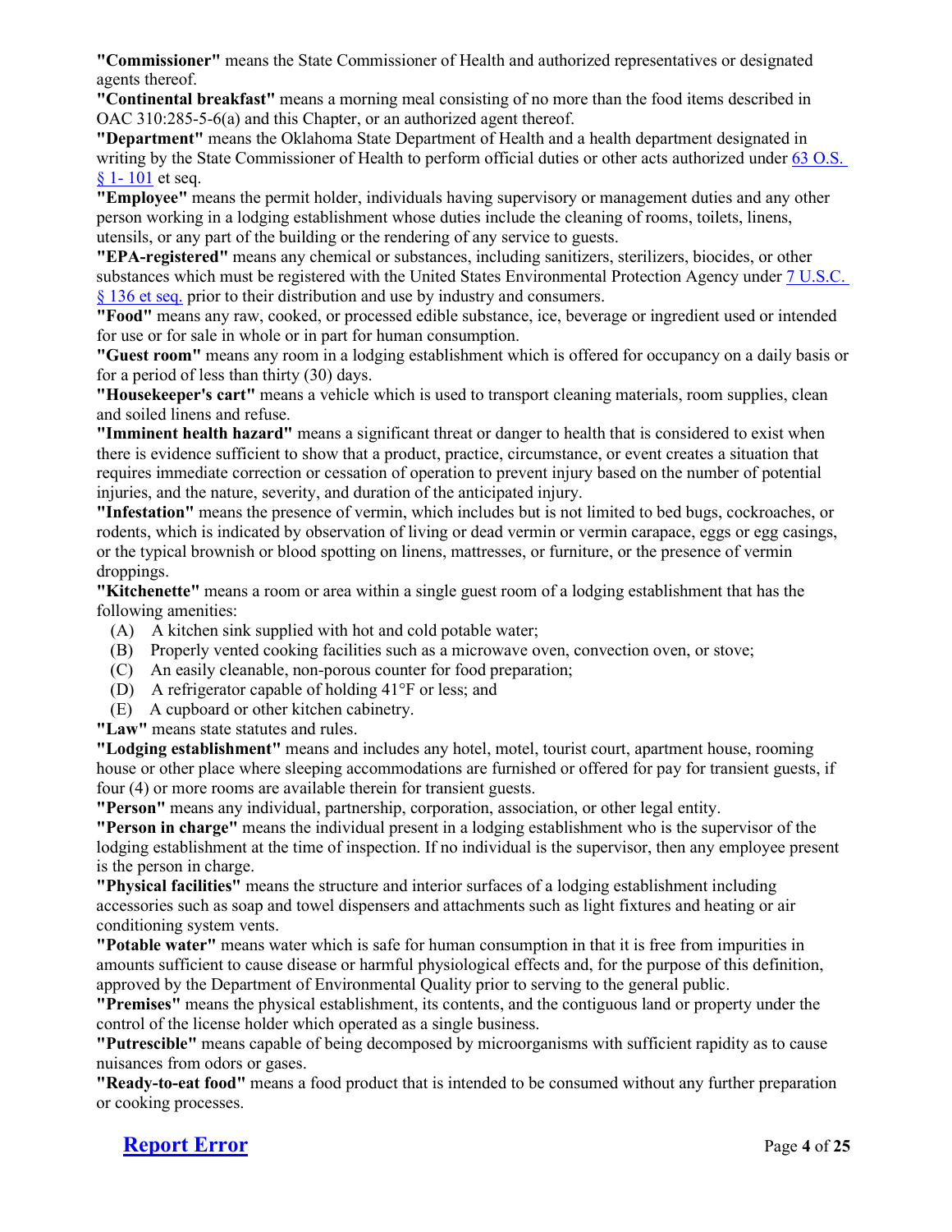**"Commissioner"** means the State Commissioner of Health and authorized representatives or designated agents thereof.

**"Continental breakfast"** means a morning meal consisting of no more than the food items described in OAC 310:285-5-6(a) and this Chapter, or an authorized agent thereof.

**"Department"** means the Oklahoma State Department of Health and a health department designated in writing by the State Commissioner of Health to perform official duties or other acts authorized under 63 O.S. § 1- 101 et seq.

**"Employee"** means the permit holder, individuals having supervisory or management duties and any other person working in a lodging establishment whose duties include the cleaning of rooms, toilets, linens, utensils, or any part of the building or the rendering of any service to guests.

**"EPA-registered"** means any chemical or substances, including sanitizers, sterilizers, biocides, or other substances which must be registered with the United States Environmental Protection Agency under 7 U.S.C. § 136 et seq. prior to their distribution and use by industry and consumers.

**"Food"** means any raw, cooked, or processed edible substance, ice, beverage or ingredient used or intended for use or for sale in whole or in part for human consumption.

**"Guest room"** means any room in a lodging establishment which is offered for occupancy on a daily basis or for a period of less than thirty (30) days.

**"Housekeeper's cart"** means a vehicle which is used to transport cleaning materials, room supplies, clean and soiled linens and refuse.

**"Imminent health hazard"** means a significant threat or danger to health that is considered to exist when there is evidence sufficient to show that a product, practice, circumstance, or event creates a situation that requires immediate correction or cessation of operation to prevent injury based on the number of potential injuries, and the nature, severity, and duration of the anticipated injury.

**"Infestation"** means the presence of vermin, which includes but is not limited to bed bugs, cockroaches, or rodents, which is indicated by observation of living or dead vermin or vermin carapace, eggs or egg casings, or the typical brownish or blood spotting on linens, mattresses, or furniture, or the presence of vermin droppings.

**"Kitchenette"** means a room or area within a single guest room of a lodging establishment that has the following amenities:

(A) A kitchen sink supplied with hot and cold potable water;

(B) Properly vented cooking facilities such as a microwave oven, convection oven, or stove;

(C) An easily cleanable, non-porous counter for food preparation;

(D) A refrigerator capable of holding 41°F or less; and

(E) A cupboard or other kitchen cabinetry.

**"Law"** means state statutes and rules.

**"Lodging establishment"** means and includes any hotel, motel, tourist court, apartment house, rooming house or other place where sleeping accommodations are furnished or offered for pay for transient guests, if four (4) or more rooms are available therein for transient guests.

**"Person"** means any individual, partnership, corporation, association, or other legal entity.

**"Person in charge"** means the individual present in a lodging establishment who is the supervisor of the lodging establishment at the time of inspection. If no individual is the supervisor, then any employee present is the person in charge.

**"Physical facilities"** means the structure and interior surfaces of a lodging establishment including accessories such as soap and towel dispensers and attachments such as light fixtures and heating or air conditioning system vents.

**"Potable water"** means water which is safe for human consumption in that it is free from impurities in amounts sufficient to cause disease or harmful physiological effects and, for the purpose of this definition, approved by the Department of Environmental Quality prior to serving to the general public.

**"Premises"** means the physical establishment, its contents, and the contiguous land or property under the control of the license holder which operated as a single business.

**"Putrescible"** means capable of being decomposed by microorganisms with sufficient rapidity as to cause nuisances from odors or gases.

**"Ready-to-eat food"** means a food product that is intended to be consumed without any further preparation or cooking processes.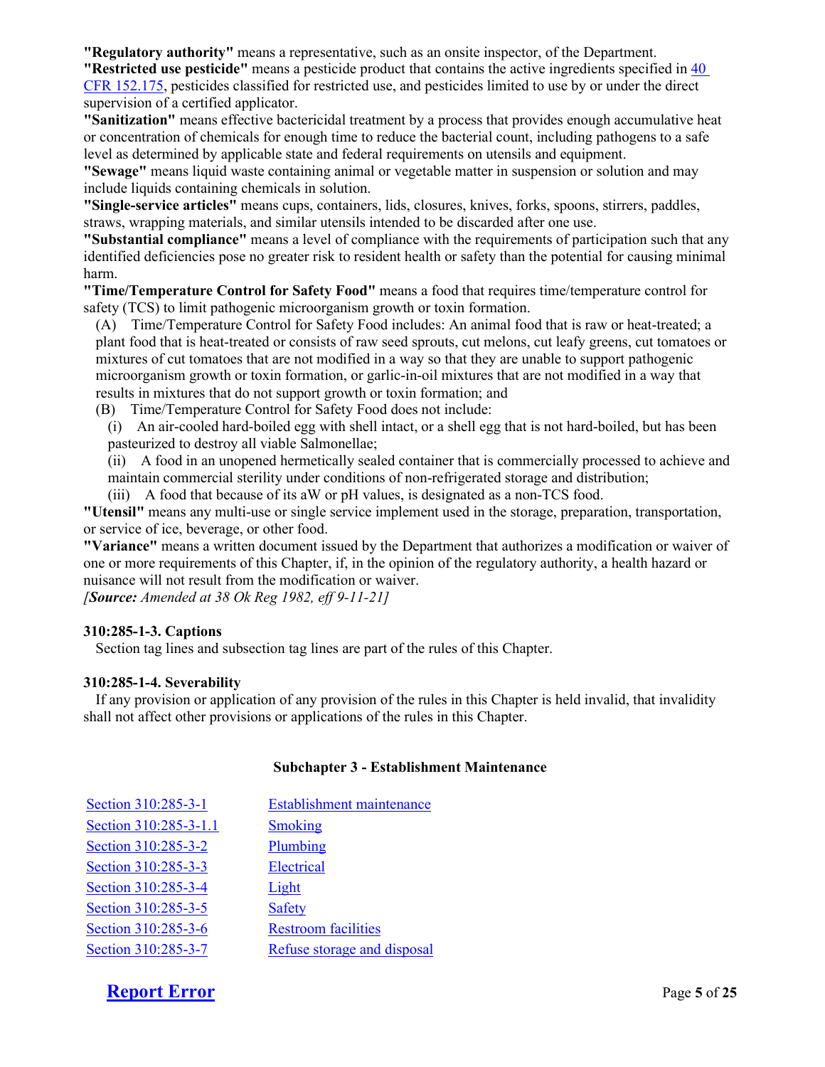**"Regulatory authority"** means a representative, such as an onsite inspector, of the Department.

**"Restricted use pesticide"** means a pesticide product that contains the active ingredients specified in 40 CFR 152.175, pesticides classified for restricted use, and pesticides limited to use by or under the direct supervision of a certified applicator.

**"Sanitization"** means effective bactericidal treatment by a process that provides enough accumulative heat or concentration of chemicals for enough time to reduce the bacterial count, including pathogens to a safe level as determined by applicable state and federal requirements on utensils and equipment.

**"Sewage"** means liquid waste containing animal or vegetable matter in suspension or solution and may include liquids containing chemicals in solution.

**"Single-service articles"** means cups, containers, lids, closures, knives, forks, spoons, stirrers, paddles, straws, wrapping materials, and similar utensils intended to be discarded after one use.

**"Substantial compliance"** means a level of compliance with the requirements of participation such that any identified deficiencies pose no greater risk to resident health or safety than the potential for causing minimal harm.

**"Time/Temperature Control for Safety Food"** means a food that requires time/temperature control for safety (TCS) to limit pathogenic microorganism growth or toxin formation.

(A) Time/Temperature Control for Safety Food includes: An animal food that is raw or heat-treated; a plant food that is heat-treated or consists of raw seed sprouts, cut melons, cut leafy greens, cut tomatoes or mixtures of cut tomatoes that are not modified in a way so that they are unable to support pathogenic microorganism growth or toxin formation, or garlic-in-oil mixtures that are not modified in a way that results in mixtures that do not support growth or toxin formation; and

(B) Time/Temperature Control for Safety Food does not include:

(i) An air-cooled hard-boiled egg with shell intact, or a shell egg that is not hard-boiled, but has been pasteurized to destroy all viable Salmonellae;

(ii) A food in an unopened hermetically sealed container that is commercially processed to achieve and maintain commercial sterility under conditions of non-refrigerated storage and distribution;

(iii) A food that because of its aW or pH values, is designated as a non-TCS food.

**"Utensil"** means any multi-use or single service implement used in the storage, preparation, transportation, or service of ice, beverage, or other food.

**"Variance"** means a written document issued by the Department that authorizes a modification or waiver of one or more requirements of this Chapter, if, in the opinion of the regulatory authority, a health hazard or nuisance will not result from the modification or waiver.

*[**Source:** Amended at 38 Ok Reg 1982, eff 9-11-21]*

#### 310:285-1-3. Captions

Section tag lines and subsection tag lines are part of the rules of this Chapter.

#### 310:285-1-4. Severability

If any provision or application of any provision of the rules in this Chapter is held invalid, that invalidity shall not affect other provisions or applications of the rules in this Chapter.

### Subchapter 3 - Establishment Maintenance

| | |
|---|---|
| Section 310:285-3-1 | Establishment maintenance |
| Section 310:285-3-1.1 | Smoking |
| Section 310:285-3-2 | Plumbing |
| Section 310:285-3-3 | Electrical |
| Section 310:285-3-4 | Light |
| Section 310:285-3-5 | Safety |
| Section 310:285-3-6 | Restroom facilities |
| Section 310:285-3-7 | Refuse storage and disposal |

**Report Error**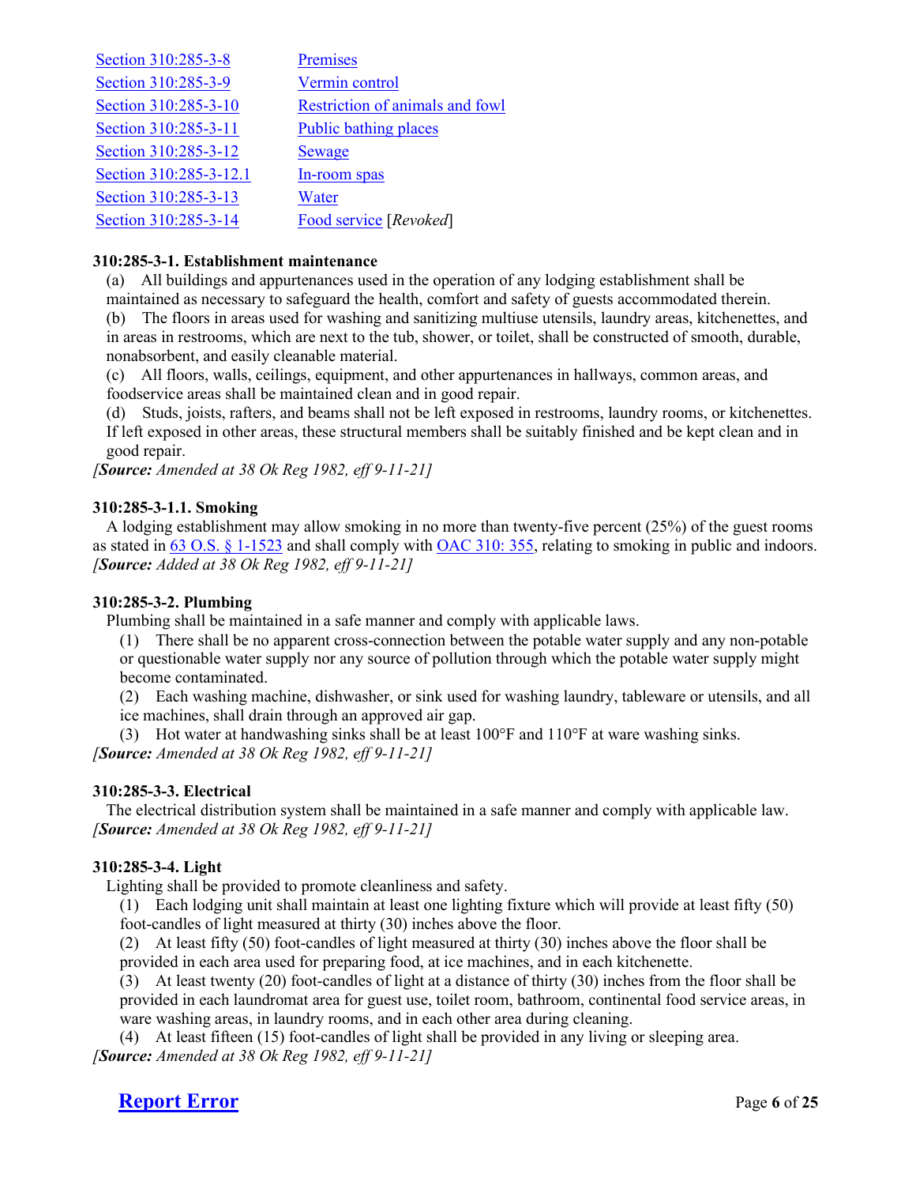| | |
|---|---|
| Section 310:285-3-8 | Premises |
| Section 310:285-3-9 | Vermin control |
| Section 310:285-3-10 | Restriction of animals and fowl |
| Section 310:285-3-11 | Public bathing places |
| Section 310:285-3-12 | Sewage |
| Section 310:285-3-12.1 | In-room spas |
| Section 310:285-3-13 | Water |
| Section 310:285-3-14 | Food service [*Revoked*] |

**310:285-3-1. Establishment maintenance**

(a) All buildings and appurtenances used in the operation of any lodging establishment shall be maintained as necessary to safeguard the health, comfort and safety of guests accommodated therein.

(b) The floors in areas used for washing and sanitizing multiuse utensils, laundry areas, kitchenettes, and in areas in restrooms, which are next to the tub, shower, or toilet, shall be constructed of smooth, durable, nonabsorbent, and easily cleanable material.

(c) All floors, walls, ceilings, equipment, and other appurtenances in hallways, common areas, and foodservice areas shall be maintained clean and in good repair.

(d) Studs, joists, rafters, and beams shall not be left exposed in restrooms, laundry rooms, or kitchenettes. If left exposed in other areas, these structural members shall be suitably finished and be kept clean and in good repair.

*[**Source:** Amended at 38 Ok Reg 1982, eff 9-11-21]*

**310:285-3-1.1. Smoking**

A lodging establishment may allow smoking in no more than twenty-five percent (25%) of the guest rooms as stated in 63 O.S. § 1-1523 and shall comply with OAC 310: 355, relating to smoking in public and indoors.
*[**Source:** Added at 38 Ok Reg 1982, eff 9-11-21]*

**310:285-3-2. Plumbing**

Plumbing shall be maintained in a safe manner and comply with applicable laws.

(1) There shall be no apparent cross-connection between the potable water supply and any non-potable or questionable water supply nor any source of pollution through which the potable water supply might become contaminated.

(2) Each washing machine, dishwasher, or sink used for washing laundry, tableware or utensils, and all ice machines, shall drain through an approved air gap.

(3) Hot water at handwashing sinks shall be at least 100°F and 110°F at ware washing sinks.

*[**Source:** Amended at 38 Ok Reg 1982, eff 9-11-21]*

**310:285-3-3. Electrical**

The electrical distribution system shall be maintained in a safe manner and comply with applicable law.
*[**Source:** Amended at 38 Ok Reg 1982, eff 9-11-21]*

**310:285-3-4. Light**

Lighting shall be provided to promote cleanliness and safety.

(1) Each lodging unit shall maintain at least one lighting fixture which will provide at least fifty (50) foot-candles of light measured at thirty (30) inches above the floor.

(2) At least fifty (50) foot-candles of light measured at thirty (30) inches above the floor shall be provided in each area used for preparing food, at ice machines, and in each kitchenette.

(3) At least twenty (20) foot-candles of light at a distance of thirty (30) inches from the floor shall be provided in each laundromat area for guest use, toilet room, bathroom, continental food service areas, in ware washing areas, in laundry rooms, and in each other area during cleaning.

(4) At least fifteen (15) foot-candles of light shall be provided in any living or sleeping area.

*[**Source:** Amended at 38 Ok Reg 1982, eff 9-11-21]*

**Report Error**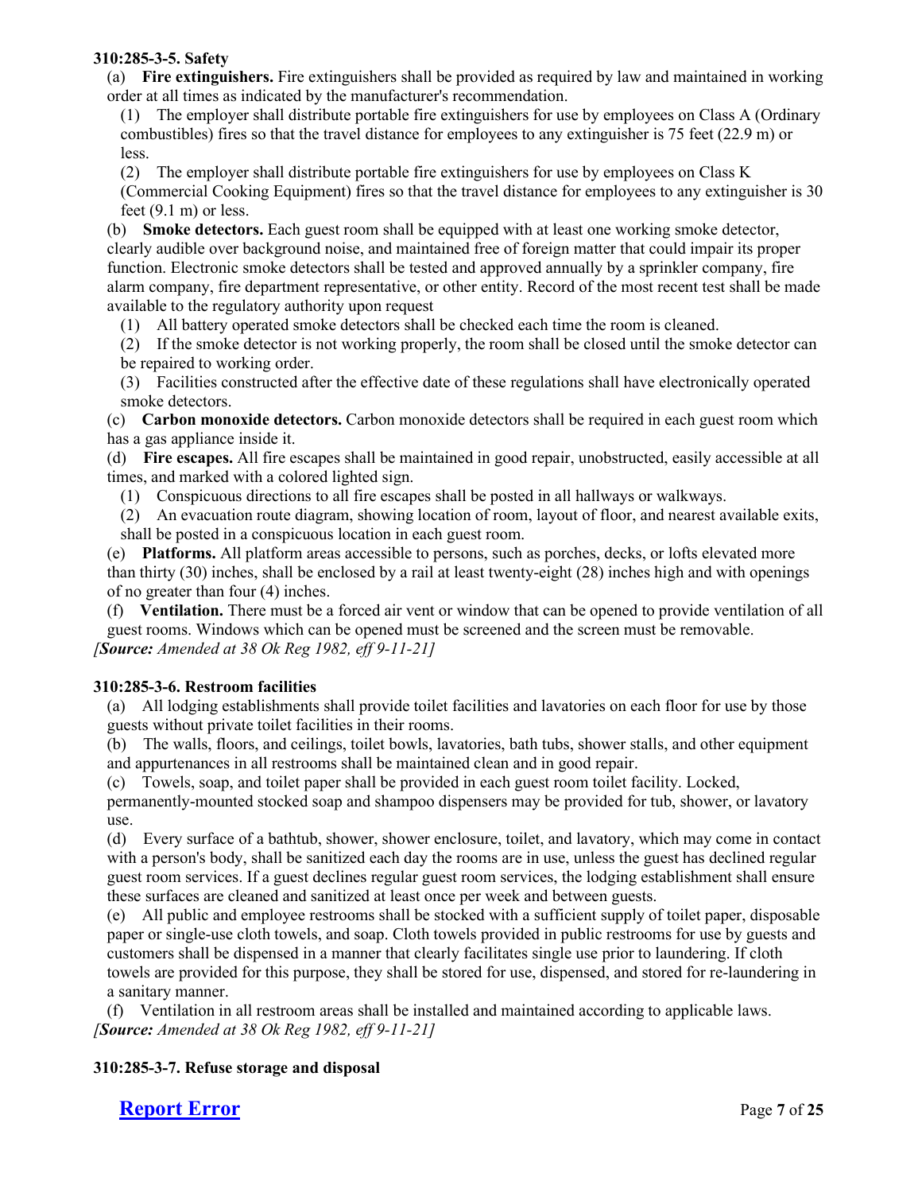**310:285-3-5. Safety**

(a) **Fire extinguishers.** Fire extinguishers shall be provided as required by law and maintained in working order at all times as indicated by the manufacturer's recommendation.

(1) The employer shall distribute portable fire extinguishers for use by employees on Class A (Ordinary combustibles) fires so that the travel distance for employees to any extinguisher is 75 feet (22.9 m) or less.

(2) The employer shall distribute portable fire extinguishers for use by employees on Class K (Commercial Cooking Equipment) fires so that the travel distance for employees to any extinguisher is 30 feet (9.1 m) or less.

(b) **Smoke detectors.** Each guest room shall be equipped with at least one working smoke detector, clearly audible over background noise, and maintained free of foreign matter that could impair its proper function. Electronic smoke detectors shall be tested and approved annually by a sprinkler company, fire alarm company, fire department representative, or other entity. Record of the most recent test shall be made available to the regulatory authority upon request

(1) All battery operated smoke detectors shall be checked each time the room is cleaned.

(2) If the smoke detector is not working properly, the room shall be closed until the smoke detector can be repaired to working order.

(3) Facilities constructed after the effective date of these regulations shall have electronically operated smoke detectors.

(c) **Carbon monoxide detectors.** Carbon monoxide detectors shall be required in each guest room which has a gas appliance inside it.

(d) **Fire escapes.** All fire escapes shall be maintained in good repair, unobstructed, easily accessible at all times, and marked with a colored lighted sign.

(1) Conspicuous directions to all fire escapes shall be posted in all hallways or walkways.

(2) An evacuation route diagram, showing location of room, layout of floor, and nearest available exits, shall be posted in a conspicuous location in each guest room.

(e) **Platforms.** All platform areas accessible to persons, such as porches, decks, or lofts elevated more than thirty (30) inches, shall be enclosed by a rail at least twenty-eight (28) inches high and with openings of no greater than four (4) inches.

(f) **Ventilation.** There must be a forced air vent or window that can be opened to provide ventilation of all guest rooms. Windows which can be opened must be screened and the screen must be removable.

*[**Source:** Amended at 38 Ok Reg 1982, eff 9-11-21]*

**310:285-3-6. Restroom facilities**

(a) All lodging establishments shall provide toilet facilities and lavatories on each floor for use by those guests without private toilet facilities in their rooms.

(b) The walls, floors, and ceilings, toilet bowls, lavatories, bath tubs, shower stalls, and other equipment and appurtenances in all restrooms shall be maintained clean and in good repair.

(c) Towels, soap, and toilet paper shall be provided in each guest room toilet facility. Locked, permanently-mounted stocked soap and shampoo dispensers may be provided for tub, shower, or lavatory use.

(d) Every surface of a bathtub, shower, shower enclosure, toilet, and lavatory, which may come in contact with a person's body, shall be sanitized each day the rooms are in use, unless the guest has declined regular guest room services. If a guest declines regular guest room services, the lodging establishment shall ensure these surfaces are cleaned and sanitized at least once per week and between guests.

(e) All public and employee restrooms shall be stocked with a sufficient supply of toilet paper, disposable paper or single-use cloth towels, and soap. Cloth towels provided in public restrooms for use by guests and customers shall be dispensed in a manner that clearly facilitates single use prior to laundering. If cloth towels are provided for this purpose, they shall be stored for use, dispensed, and stored for re-laundering in a sanitary manner.

(f) Ventilation in all restroom areas shall be installed and maintained according to applicable laws.

*[**Source:** Amended at 38 Ok Reg 1982, eff 9-11-21]*

**310:285-3-7. Refuse storage and disposal**

**Report Error**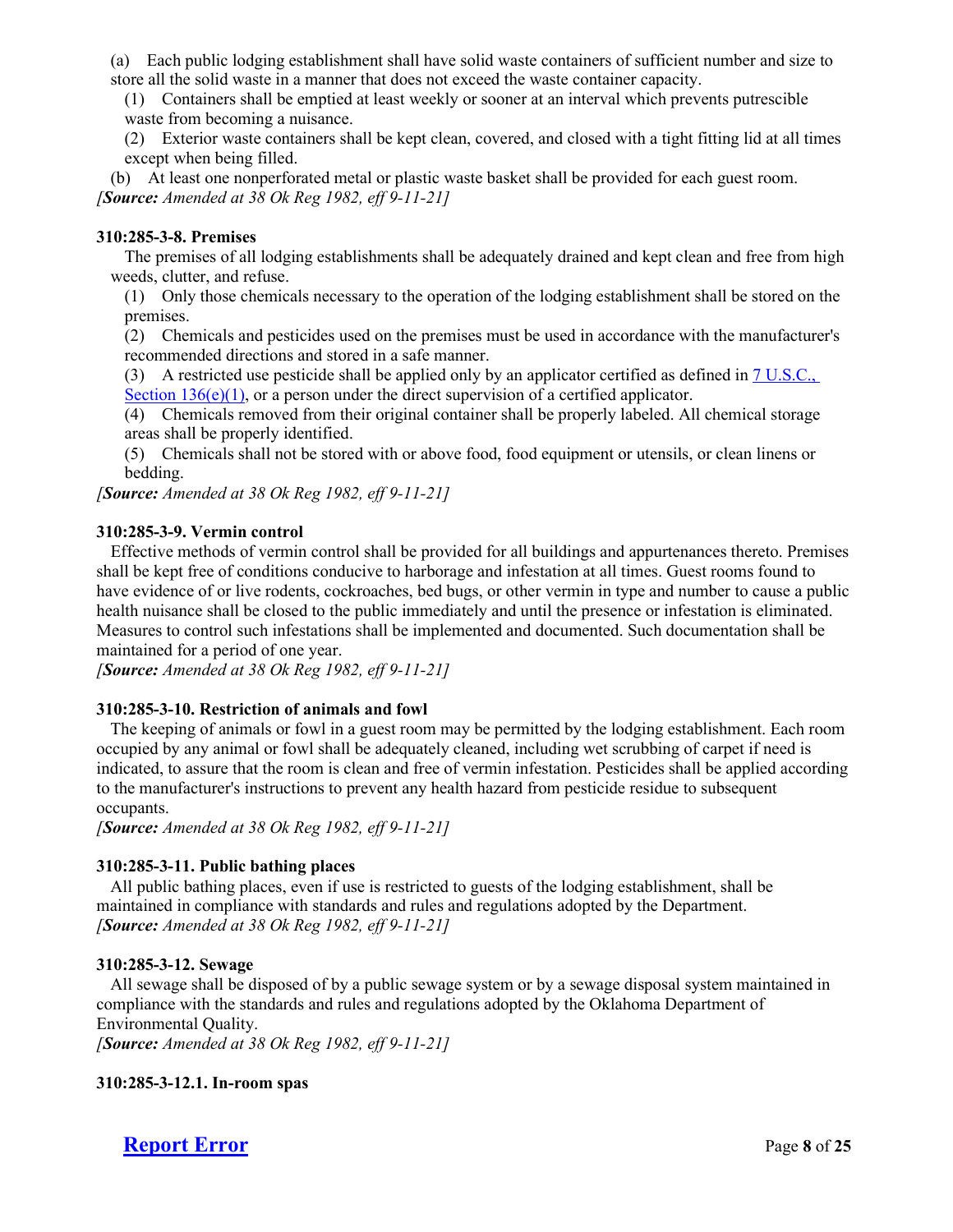(a) Each public lodging establishment shall have solid waste containers of sufficient number and size to store all the solid waste in a manner that does not exceed the waste container capacity.

(1) Containers shall be emptied at least weekly or sooner at an interval which prevents putrescible waste from becoming a nuisance.

(2) Exterior waste containers shall be kept clean, covered, and closed with a tight fitting lid at all times except when being filled.

(b) At least one nonperforated metal or plastic waste basket shall be provided for each guest room.

*[**Source:** Amended at 38 Ok Reg 1982, eff 9-11-21]*

**310:285-3-8. Premises**

The premises of all lodging establishments shall be adequately drained and kept clean and free from high weeds, clutter, and refuse.

(1) Only those chemicals necessary to the operation of the lodging establishment shall be stored on the premises.

(2) Chemicals and pesticides used on the premises must be used in accordance with the manufacturer's recommended directions and stored in a safe manner.

(3) A restricted use pesticide shall be applied only by an applicator certified as defined in 7 U.S.C., Section 136(e)(1), or a person under the direct supervision of a certified applicator.

(4) Chemicals removed from their original container shall be properly labeled. All chemical storage areas shall be properly identified.

(5) Chemicals shall not be stored with or above food, food equipment or utensils, or clean linens or bedding.

*[**Source:** Amended at 38 Ok Reg 1982, eff 9-11-21]*

**310:285-3-9. Vermin control**

Effective methods of vermin control shall be provided for all buildings and appurtenances thereto. Premises shall be kept free of conditions conducive to harborage and infestation at all times. Guest rooms found to have evidence of or live rodents, cockroaches, bed bugs, or other vermin in type and number to cause a public health nuisance shall be closed to the public immediately and until the presence or infestation is eliminated. Measures to control such infestations shall be implemented and documented. Such documentation shall be maintained for a period of one year.

*[**Source:** Amended at 38 Ok Reg 1982, eff 9-11-21]*

**310:285-3-10. Restriction of animals and fowl**

The keeping of animals or fowl in a guest room may be permitted by the lodging establishment. Each room occupied by any animal or fowl shall be adequately cleaned, including wet scrubbing of carpet if need is indicated, to assure that the room is clean and free of vermin infestation. Pesticides shall be applied according to the manufacturer's instructions to prevent any health hazard from pesticide residue to subsequent occupants.

*[**Source:** Amended at 38 Ok Reg 1982, eff 9-11-21]*

**310:285-3-11. Public bathing places**

All public bathing places, even if use is restricted to guests of the lodging establishment, shall be maintained in compliance with standards and rules and regulations adopted by the Department.

*[**Source:** Amended at 38 Ok Reg 1982, eff 9-11-21]*

**310:285-3-12. Sewage**

All sewage shall be disposed of by a public sewage system or by a sewage disposal system maintained in compliance with the standards and rules and regulations adopted by the Oklahoma Department of Environmental Quality.

*[**Source:** Amended at 38 Ok Reg 1982, eff 9-11-21]*

**310:285-3-12.1. In-room spas**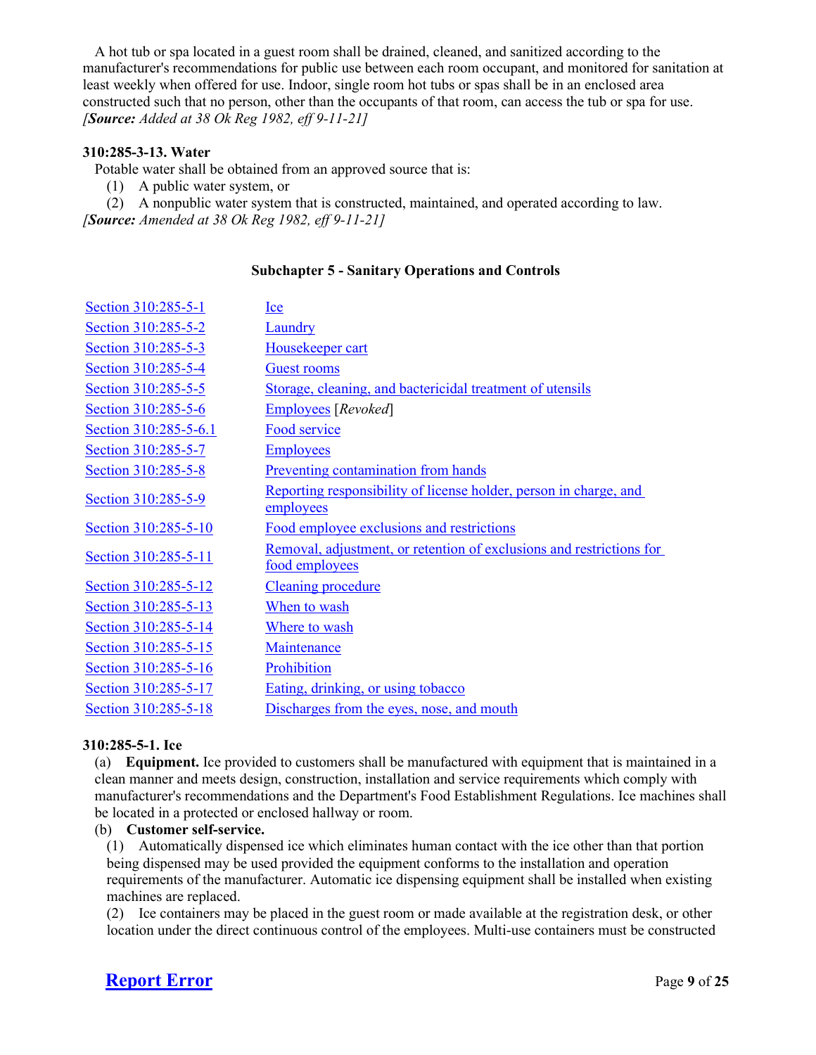A hot tub or spa located in a guest room shall be drained, cleaned, and sanitized according to the manufacturer's recommendations for public use between each room occupant, and monitored for sanitation at least weekly when offered for use. Indoor, single room hot tubs or spas shall be in an enclosed area constructed such that no person, other than the occupants of that room, can access the tub or spa for use.
*[**Source:** Added at 38 Ok Reg 1982, eff 9-11-21]*

**310:285-3-13. Water**

Potable water shall be obtained from an approved source that is:

(1) A public water system, or

(2) A nonpublic water system that is constructed, maintained, and operated according to law.

*[**Source:** Amended at 38 Ok Reg 1982, eff 9-11-21]*

## Subchapter 5 - Sanitary Operations and Controls

| | |
|---|---|
| Section 310:285-5-1 | Ice |
| Section 310:285-5-2 | Laundry |
| Section 310:285-5-3 | Housekeeper cart |
| Section 310:285-5-4 | Guest rooms |
| Section 310:285-5-5 | Storage, cleaning, and bactericidal treatment of utensils |
| Section 310:285-5-6 | Employees [*Revoked*] |
| Section 310:285-5-6.1 | Food service |
| Section 310:285-5-7 | Employees |
| Section 310:285-5-8 | Preventing contamination from hands |
| Section 310:285-5-9 | Reporting responsibility of license holder, person in charge, and employees |
| Section 310:285-5-10 | Food employee exclusions and restrictions |
| Section 310:285-5-11 | Removal, adjustment, or retention of exclusions and restrictions for food employees |
| Section 310:285-5-12 | Cleaning procedure |
| Section 310:285-5-13 | When to wash |
| Section 310:285-5-14 | Where to wash |
| Section 310:285-5-15 | Maintenance |
| Section 310:285-5-16 | Prohibition |
| Section 310:285-5-17 | Eating, drinking, or using tobacco |
| Section 310:285-5-18 | Discharges from the eyes, nose, and mouth |

**310:285-5-1. Ice**

(a) **Equipment.** Ice provided to customers shall be manufactured with equipment that is maintained in a clean manner and meets design, construction, installation and service requirements which comply with manufacturer's recommendations and the Department's Food Establishment Regulations. Ice machines shall be located in a protected or enclosed hallway or room.

(b) **Customer self-service.**

(1) Automatically dispensed ice which eliminates human contact with the ice other than that portion being dispensed may be used provided the equipment conforms to the installation and operation requirements of the manufacturer. Automatic ice dispensing equipment shall be installed when existing machines are replaced.

(2) Ice containers may be placed in the guest room or made available at the registration desk, or other location under the direct continuous control of the employees. Multi-use containers must be constructed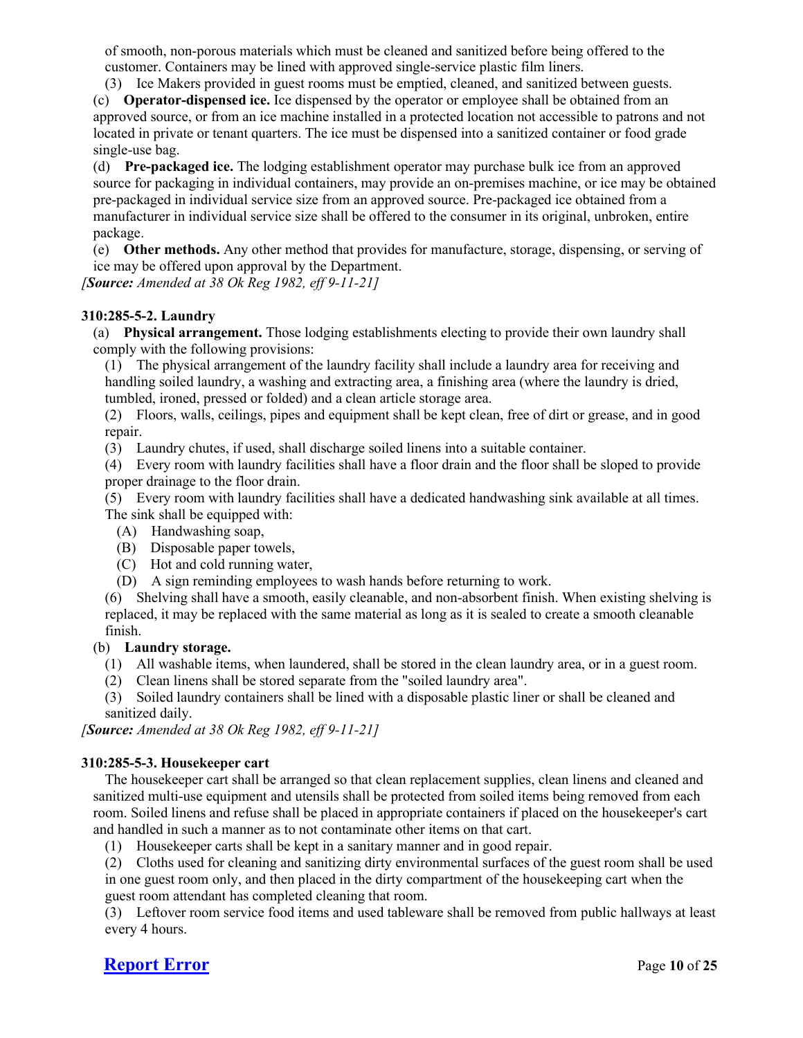of smooth, non-porous materials which must be cleaned and sanitized before being offered to the customer. Containers may be lined with approved single-service plastic film liners.

(3) Ice Makers provided in guest rooms must be emptied, cleaned, and sanitized between guests.

(c) **Operator-dispensed ice.** Ice dispensed by the operator or employee shall be obtained from an approved source, or from an ice machine installed in a protected location not accessible to patrons and not located in private or tenant quarters. The ice must be dispensed into a sanitized container or food grade single-use bag.

(d) **Pre-packaged ice.** The lodging establishment operator may purchase bulk ice from an approved source for packaging in individual containers, may provide an on-premises machine, or ice may be obtained pre-packaged in individual service size from an approved source. Pre-packaged ice obtained from a manufacturer in individual service size shall be offered to the consumer in its original, unbroken, entire package.

(e) **Other methods.** Any other method that provides for manufacture, storage, dispensing, or serving of ice may be offered upon approval by the Department.

*[**Source:** Amended at 38 Ok Reg 1982, eff 9-11-21]*

### 310:285-5-2. Laundry

(a) **Physical arrangement.** Those lodging establishments electing to provide their own laundry shall comply with the following provisions:

(1) The physical arrangement of the laundry facility shall include a laundry area for receiving and handling soiled laundry, a washing and extracting area, a finishing area (where the laundry is dried, tumbled, ironed, pressed or folded) and a clean article storage area.

(2) Floors, walls, ceilings, pipes and equipment shall be kept clean, free of dirt or grease, and in good repair.

(3) Laundry chutes, if used, shall discharge soiled linens into a suitable container.

(4) Every room with laundry facilities shall have a floor drain and the floor shall be sloped to provide proper drainage to the floor drain.

(5) Every room with laundry facilities shall have a dedicated handwashing sink available at all times. The sink shall be equipped with:

(A) Handwashing soap,

(B) Disposable paper towels,

(C) Hot and cold running water,

(D) A sign reminding employees to wash hands before returning to work.

(6) Shelving shall have a smooth, easily cleanable, and non-absorbent finish. When existing shelving is replaced, it may be replaced with the same material as long as it is sealed to create a smooth cleanable finish.

(b) **Laundry storage.**

(1) All washable items, when laundered, shall be stored in the clean laundry area, or in a guest room.

(2) Clean linens shall be stored separate from the "soiled laundry area".

(3) Soiled laundry containers shall be lined with a disposable plastic liner or shall be cleaned and sanitized daily.

*[**Source:** Amended at 38 Ok Reg 1982, eff 9-11-21]*

### 310:285-5-3. Housekeeper cart

The housekeeper cart shall be arranged so that clean replacement supplies, clean linens and cleaned and sanitized multi-use equipment and utensils shall be protected from soiled items being removed from each room. Soiled linens and refuse shall be placed in appropriate containers if placed on the housekeeper's cart and handled in such a manner as to not contaminate other items on that cart.

(1) Housekeeper carts shall be kept in a sanitary manner and in good repair.

(2) Cloths used for cleaning and sanitizing dirty environmental surfaces of the guest room shall be used in one guest room only, and then placed in the dirty compartment of the housekeeping cart when the guest room attendant has completed cleaning that room.

(3) Leftover room service food items and used tableware shall be removed from public hallways at least every 4 hours.

**Report Error**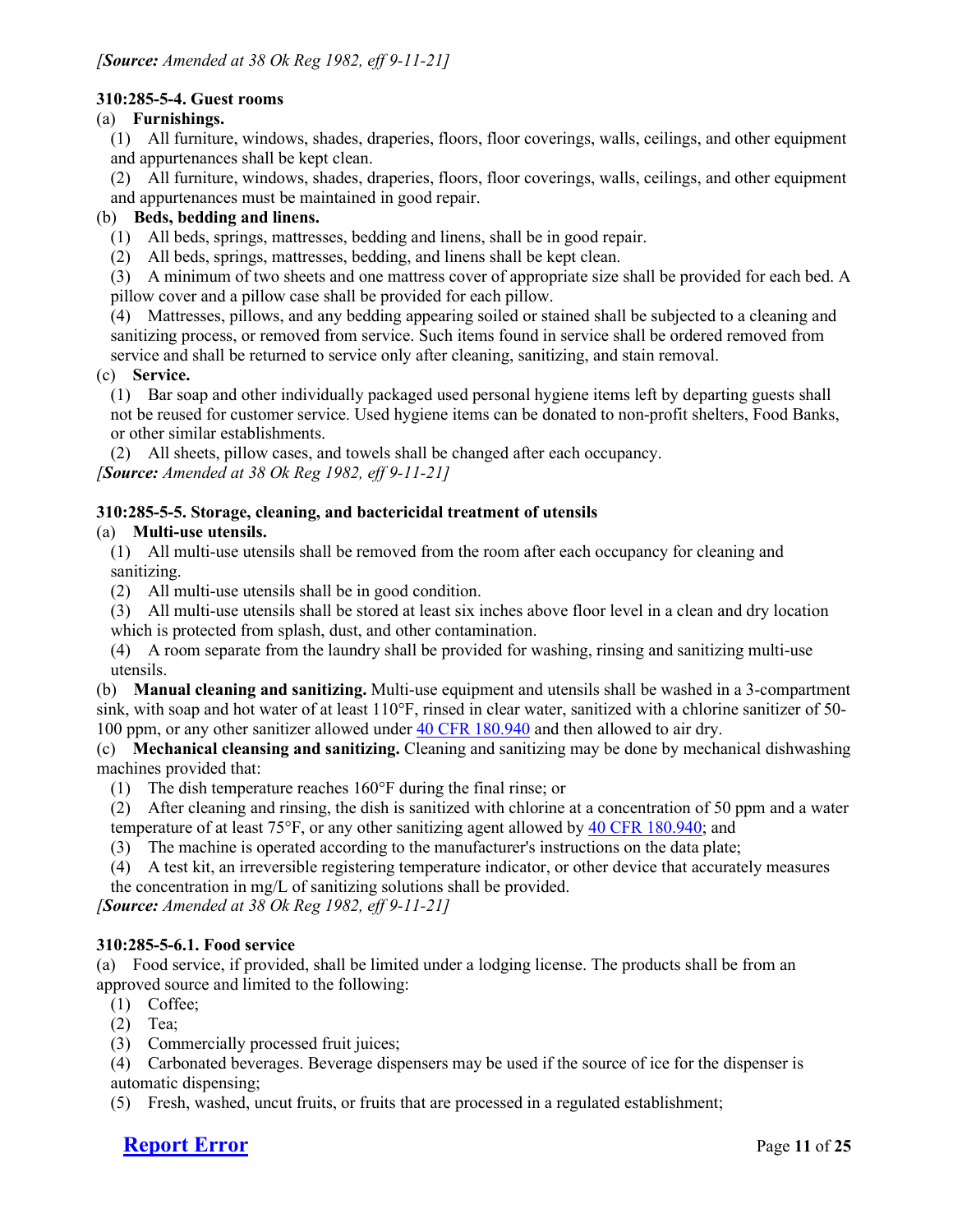*[**Source:** Amended at 38 Ok Reg 1982, eff 9-11-21]*

**310:285-5-4. Guest rooms**

(a) **Furnishings.**

(1) All furniture, windows, shades, draperies, floors, floor coverings, walls, ceilings, and other equipment and appurtenances shall be kept clean.

(2) All furniture, windows, shades, draperies, floors, floor coverings, walls, ceilings, and other equipment and appurtenances must be maintained in good repair.

(b) **Beds, bedding and linens.**

(1) All beds, springs, mattresses, bedding and linens, shall be in good repair.

(2) All beds, springs, mattresses, bedding, and linens shall be kept clean.

(3) A minimum of two sheets and one mattress cover of appropriate size shall be provided for each bed. A pillow cover and a pillow case shall be provided for each pillow.

(4) Mattresses, pillows, and any bedding appearing soiled or stained shall be subjected to a cleaning and sanitizing process, or removed from service. Such items found in service shall be ordered removed from service and shall be returned to service only after cleaning, sanitizing, and stain removal.

(c) **Service.**

(1) Bar soap and other individually packaged used personal hygiene items left by departing guests shall not be reused for customer service. Used hygiene items can be donated to non-profit shelters, Food Banks, or other similar establishments.

(2) All sheets, pillow cases, and towels shall be changed after each occupancy.

*[**Source:** Amended at 38 Ok Reg 1982, eff 9-11-21]*

**310:285-5-5. Storage, cleaning, and bactericidal treatment of utensils**

(a) **Multi-use utensils.**

(1) All multi-use utensils shall be removed from the room after each occupancy for cleaning and sanitizing.

(2) All multi-use utensils shall be in good condition.

(3) All multi-use utensils shall be stored at least six inches above floor level in a clean and dry location which is protected from splash, dust, and other contamination.

(4) A room separate from the laundry shall be provided for washing, rinsing and sanitizing multi-use utensils.

(b) **Manual cleaning and sanitizing.** Multi-use equipment and utensils shall be washed in a 3-compartment sink, with soap and hot water of at least 110°F, rinsed in clear water, sanitized with a chlorine sanitizer of 50-100 ppm, or any other sanitizer allowed under 40 CFR 180.940 and then allowed to air dry.

(c) **Mechanical cleansing and sanitizing.** Cleaning and sanitizing may be done by mechanical dishwashing machines provided that:

(1) The dish temperature reaches 160°F during the final rinse; or

(2) After cleaning and rinsing, the dish is sanitized with chlorine at a concentration of 50 ppm and a water temperature of at least 75°F, or any other sanitizing agent allowed by 40 CFR 180.940; and

(3) The machine is operated according to the manufacturer's instructions on the data plate;

(4) A test kit, an irreversible registering temperature indicator, or other device that accurately measures the concentration in mg/L of sanitizing solutions shall be provided.

*[**Source:** Amended at 38 Ok Reg 1982, eff 9-11-21]*

**310:285-5-6.1. Food service**

(a) Food service, if provided, shall be limited under a lodging license. The products shall be from an approved source and limited to the following:

(1) Coffee;

(2) Tea;

(3) Commercially processed fruit juices;

(4) Carbonated beverages. Beverage dispensers may be used if the source of ice for the dispenser is automatic dispensing;

(5) Fresh, washed, uncut fruits, or fruits that are processed in a regulated establishment;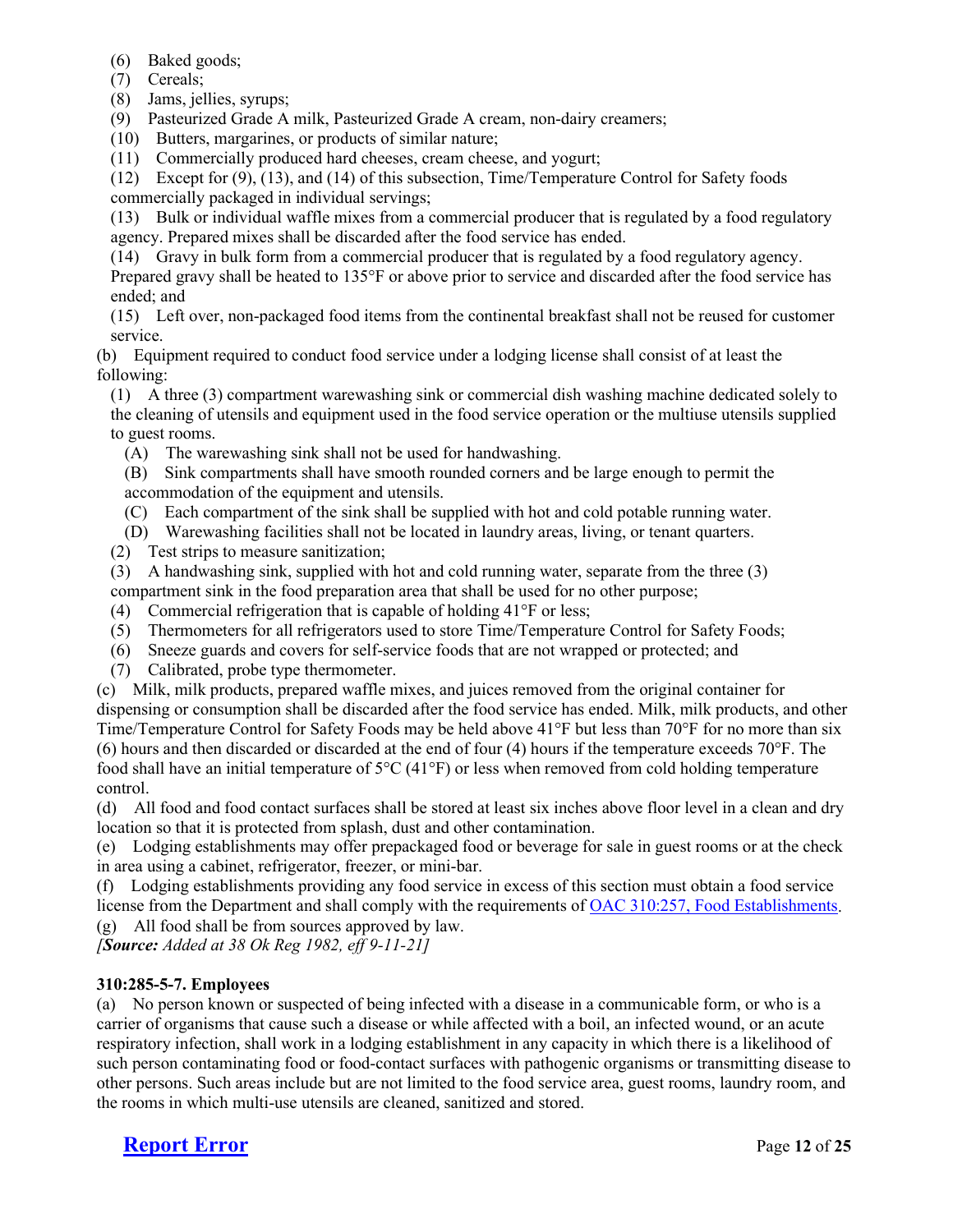(6) Baked goods;

(7) Cereals;

(8) Jams, jellies, syrups;

(9) Pasteurized Grade A milk, Pasteurized Grade A cream, non-dairy creamers;

(10) Butters, margarines, or products of similar nature;

(11) Commercially produced hard cheeses, cream cheese, and yogurt;

(12) Except for (9), (13), and (14) of this subsection, Time/Temperature Control for Safety foods commercially packaged in individual servings;

(13) Bulk or individual waffle mixes from a commercial producer that is regulated by a food regulatory agency. Prepared mixes shall be discarded after the food service has ended.

(14) Gravy in bulk form from a commercial producer that is regulated by a food regulatory agency. Prepared gravy shall be heated to 135°F or above prior to service and discarded after the food service has ended; and

(15) Left over, non-packaged food items from the continental breakfast shall not be reused for customer service.

(b) Equipment required to conduct food service under a lodging license shall consist of at least the following:

(1) A three (3) compartment warewashing sink or commercial dish washing machine dedicated solely to the cleaning of utensils and equipment used in the food service operation or the multiuse utensils supplied to guest rooms.

(A) The warewashing sink shall not be used for handwashing.

(B) Sink compartments shall have smooth rounded corners and be large enough to permit the accommodation of the equipment and utensils.

(C) Each compartment of the sink shall be supplied with hot and cold potable running water.

(D) Warewashing facilities shall not be located in laundry areas, living, or tenant quarters.

(2) Test strips to measure sanitization;

(3) A handwashing sink, supplied with hot and cold running water, separate from the three (3) compartment sink in the food preparation area that shall be used for no other purpose;

(4) Commercial refrigeration that is capable of holding 41°F or less;

(5) Thermometers for all refrigerators used to store Time/Temperature Control for Safety Foods;

(6) Sneeze guards and covers for self-service foods that are not wrapped or protected; and

(7) Calibrated, probe type thermometer.

(c) Milk, milk products, prepared waffle mixes, and juices removed from the original container for dispensing or consumption shall be discarded after the food service has ended. Milk, milk products, and other Time/Temperature Control for Safety Foods may be held above 41°F but less than 70°F for no more than six (6) hours and then discarded or discarded at the end of four (4) hours if the temperature exceeds 70°F. The food shall have an initial temperature of 5°C (41°F) or less when removed from cold holding temperature control.

(d) All food and food contact surfaces shall be stored at least six inches above floor level in a clean and dry location so that it is protected from splash, dust and other contamination.

(e) Lodging establishments may offer prepackaged food or beverage for sale in guest rooms or at the check in area using a cabinet, refrigerator, freezer, or mini-bar.

(f) Lodging establishments providing any food service in excess of this section must obtain a food service license from the Department and shall comply with the requirements of OAC 310:257, Food Establishments.

(g) All food shall be from sources approved by law.

*[**Source:** Added at 38 Ok Reg 1982, eff 9-11-21]*

**310:285-5-7. Employees**

(a) No person known or suspected of being infected with a disease in a communicable form, or who is a carrier of organisms that cause such a disease or while affected with a boil, an infected wound, or an acute respiratory infection, shall work in a lodging establishment in any capacity in which there is a likelihood of such person contaminating food or food-contact surfaces with pathogenic organisms or transmitting disease to other persons. Such areas include but are not limited to the food service area, guest rooms, laundry room, and the rooms in which multi-use utensils are cleaned, sanitized and stored.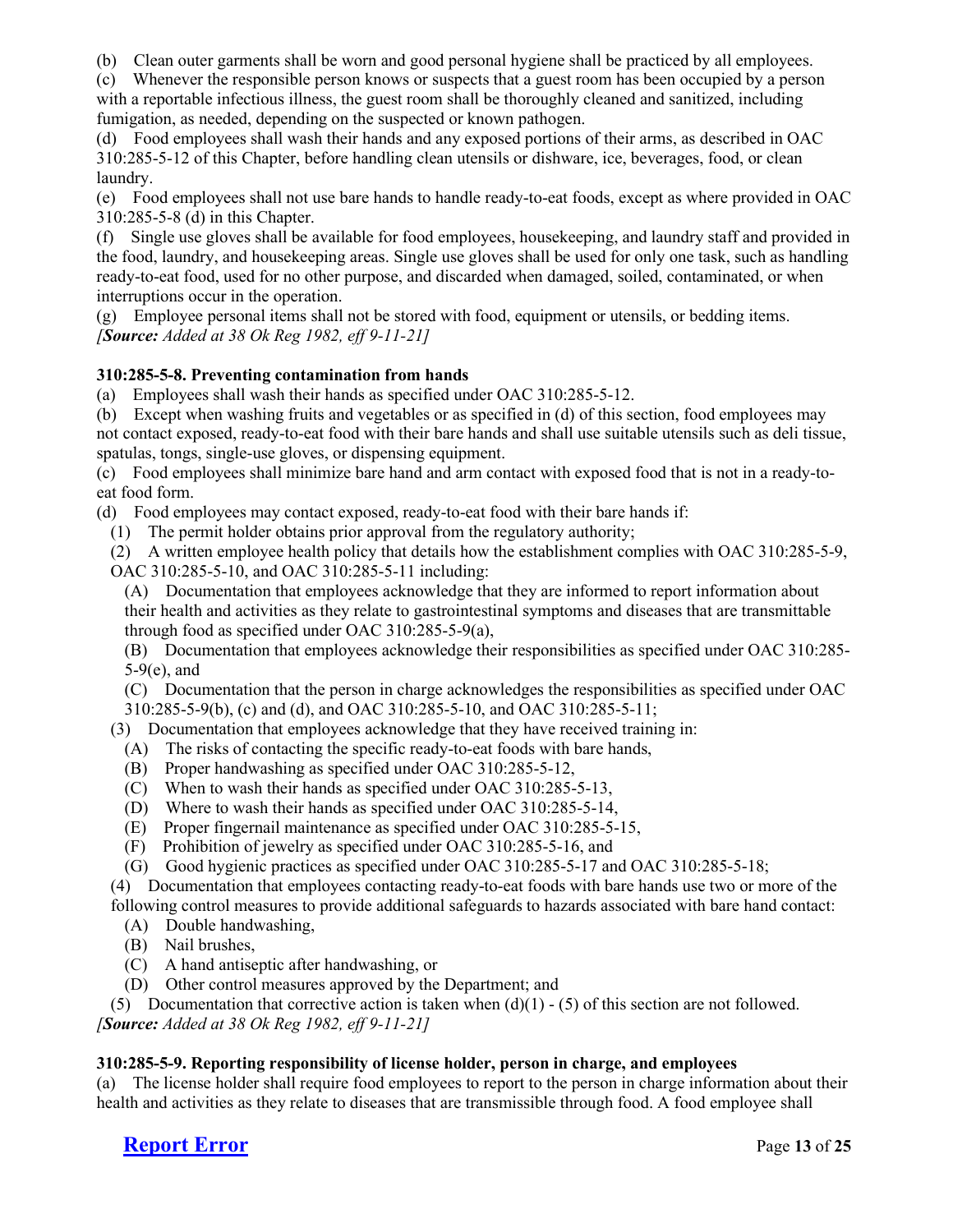(b) Clean outer garments shall be worn and good personal hygiene shall be practiced by all employees.

(c) Whenever the responsible person knows or suspects that a guest room has been occupied by a person with a reportable infectious illness, the guest room shall be thoroughly cleaned and sanitized, including fumigation, as needed, depending on the suspected or known pathogen.

(d) Food employees shall wash their hands and any exposed portions of their arms, as described in OAC 310:285-5-12 of this Chapter, before handling clean utensils or dishware, ice, beverages, food, or clean laundry.

(e) Food employees shall not use bare hands to handle ready-to-eat foods, except as where provided in OAC 310:285-5-8 (d) in this Chapter.

(f) Single use gloves shall be available for food employees, housekeeping, and laundry staff and provided in the food, laundry, and housekeeping areas. Single use gloves shall be used for only one task, such as handling ready-to-eat food, used for no other purpose, and discarded when damaged, soiled, contaminated, or when interruptions occur in the operation.

(g) Employee personal items shall not be stored with food, equipment or utensils, or bedding items.

*[**Source:** Added at 38 Ok Reg 1982, eff 9-11-21]*

**310:285-5-8. Preventing contamination from hands**

(a) Employees shall wash their hands as specified under OAC 310:285-5-12.

(b) Except when washing fruits and vegetables or as specified in (d) of this section, food employees may not contact exposed, ready-to-eat food with their bare hands and shall use suitable utensils such as deli tissue, spatulas, tongs, single-use gloves, or dispensing equipment.

(c) Food employees shall minimize bare hand and arm contact with exposed food that is not in a ready-to-eat food form.

(d) Food employees may contact exposed, ready-to-eat food with their bare hands if:

(1) The permit holder obtains prior approval from the regulatory authority;

(2) A written employee health policy that details how the establishment complies with OAC 310:285-5-9, OAC 310:285-5-10, and OAC 310:285-5-11 including:

(A) Documentation that employees acknowledge that they are informed to report information about their health and activities as they relate to gastrointestinal symptoms and diseases that are transmittable through food as specified under OAC 310:285-5-9(a),

(B) Documentation that employees acknowledge their responsibilities as specified under OAC 310:285-5-9(e), and

(C) Documentation that the person in charge acknowledges the responsibilities as specified under OAC 310:285-5-9(b), (c) and (d), and OAC 310:285-5-10, and OAC 310:285-5-11;

(3) Documentation that employees acknowledge that they have received training in:

(A) The risks of contacting the specific ready-to-eat foods with bare hands,

(B) Proper handwashing as specified under OAC 310:285-5-12,

(C) When to wash their hands as specified under OAC 310:285-5-13,

(D) Where to wash their hands as specified under OAC 310:285-5-14,

(E) Proper fingernail maintenance as specified under OAC 310:285-5-15,

(F) Prohibition of jewelry as specified under OAC 310:285-5-16, and

(G) Good hygienic practices as specified under OAC 310:285-5-17 and OAC 310:285-5-18;

(4) Documentation that employees contacting ready-to-eat foods with bare hands use two or more of the following control measures to provide additional safeguards to hazards associated with bare hand contact:

(A) Double handwashing,

(B) Nail brushes,

(C) A hand antiseptic after handwashing, or

(D) Other control measures approved by the Department; and

(5) Documentation that corrective action is taken when (d)(1) - (5) of this section are not followed.

*[**Source:** Added at 38 Ok Reg 1982, eff 9-11-21]*

**310:285-5-9. Reporting responsibility of license holder, person in charge, and employees**

(a) The license holder shall require food employees to report to the person in charge information about their health and activities as they relate to diseases that are transmissible through food. A food employee shall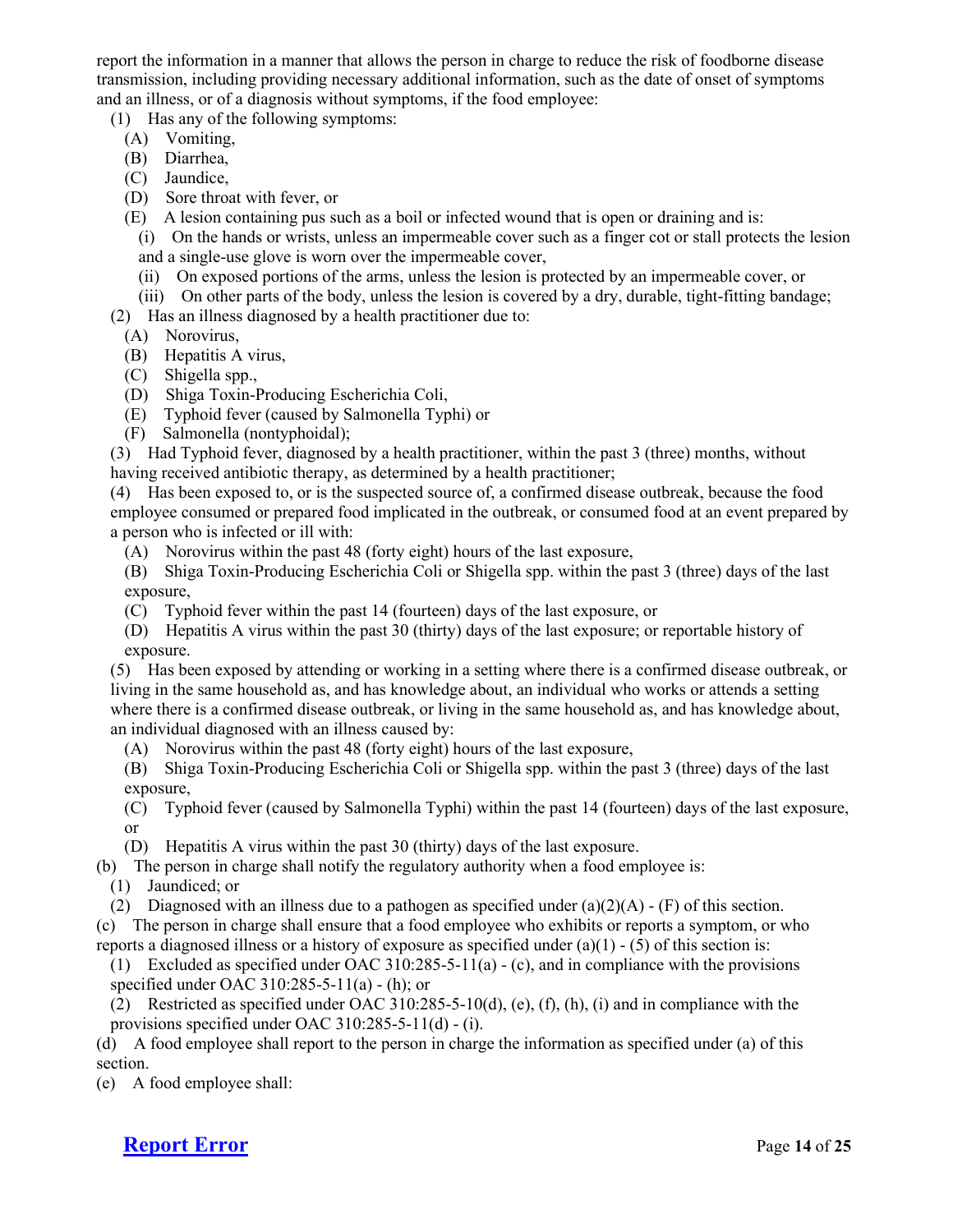report the information in a manner that allows the person in charge to reduce the risk of foodborne disease transmission, including providing necessary additional information, such as the date of onset of symptoms and an illness, or of a diagnosis without symptoms, if the food employee:

(1) Has any of the following symptoms:

(A) Vomiting,

(B) Diarrhea,

(C) Jaundice,

(D) Sore throat with fever, or

(E) A lesion containing pus such as a boil or infected wound that is open or draining and is:

(i) On the hands or wrists, unless an impermeable cover such as a finger cot or stall protects the lesion and a single-use glove is worn over the impermeable cover,

(ii) On exposed portions of the arms, unless the lesion is protected by an impermeable cover, or

(iii) On other parts of the body, unless the lesion is covered by a dry, durable, tight-fitting bandage;

(2) Has an illness diagnosed by a health practitioner due to:

(A) Norovirus,

(B) Hepatitis A virus,

(C) Shigella spp.,

(D) Shiga Toxin-Producing Escherichia Coli,

(E) Typhoid fever (caused by Salmonella Typhi) or

(F) Salmonella (nontyphoidal);

(3) Had Typhoid fever, diagnosed by a health practitioner, within the past 3 (three) months, without having received antibiotic therapy, as determined by a health practitioner;

(4) Has been exposed to, or is the suspected source of, a confirmed disease outbreak, because the food employee consumed or prepared food implicated in the outbreak, or consumed food at an event prepared by a person who is infected or ill with:

(A) Norovirus within the past 48 (forty eight) hours of the last exposure,

(B) Shiga Toxin-Producing Escherichia Coli or Shigella spp. within the past 3 (three) days of the last exposure,

(C) Typhoid fever within the past 14 (fourteen) days of the last exposure, or

(D) Hepatitis A virus within the past 30 (thirty) days of the last exposure; or reportable history of exposure.

(5) Has been exposed by attending or working in a setting where there is a confirmed disease outbreak, or living in the same household as, and has knowledge about, an individual who works or attends a setting where there is a confirmed disease outbreak, or living in the same household as, and has knowledge about, an individual diagnosed with an illness caused by:

(A) Norovirus within the past 48 (forty eight) hours of the last exposure,

(B) Shiga Toxin-Producing Escherichia Coli or Shigella spp. within the past 3 (three) days of the last exposure,

(C) Typhoid fever (caused by Salmonella Typhi) within the past 14 (fourteen) days of the last exposure, or

(D) Hepatitis A virus within the past 30 (thirty) days of the last exposure.

(b) The person in charge shall notify the regulatory authority when a food employee is:

(1) Jaundiced; or

(2) Diagnosed with an illness due to a pathogen as specified under (a)(2)(A) - (F) of this section.

(c) The person in charge shall ensure that a food employee who exhibits or reports a symptom, or who reports a diagnosed illness or a history of exposure as specified under (a)(1) - (5) of this section is:

(1) Excluded as specified under OAC 310:285-5-11(a) - (c), and in compliance with the provisions specified under OAC 310:285-5-11(a) - (h); or

(2) Restricted as specified under OAC 310:285-5-10(d), (e), (f), (h), (i) and in compliance with the provisions specified under OAC 310:285-5-11(d) - (i).

(d) A food employee shall report to the person in charge the information as specified under (a) of this section.

(e) A food employee shall: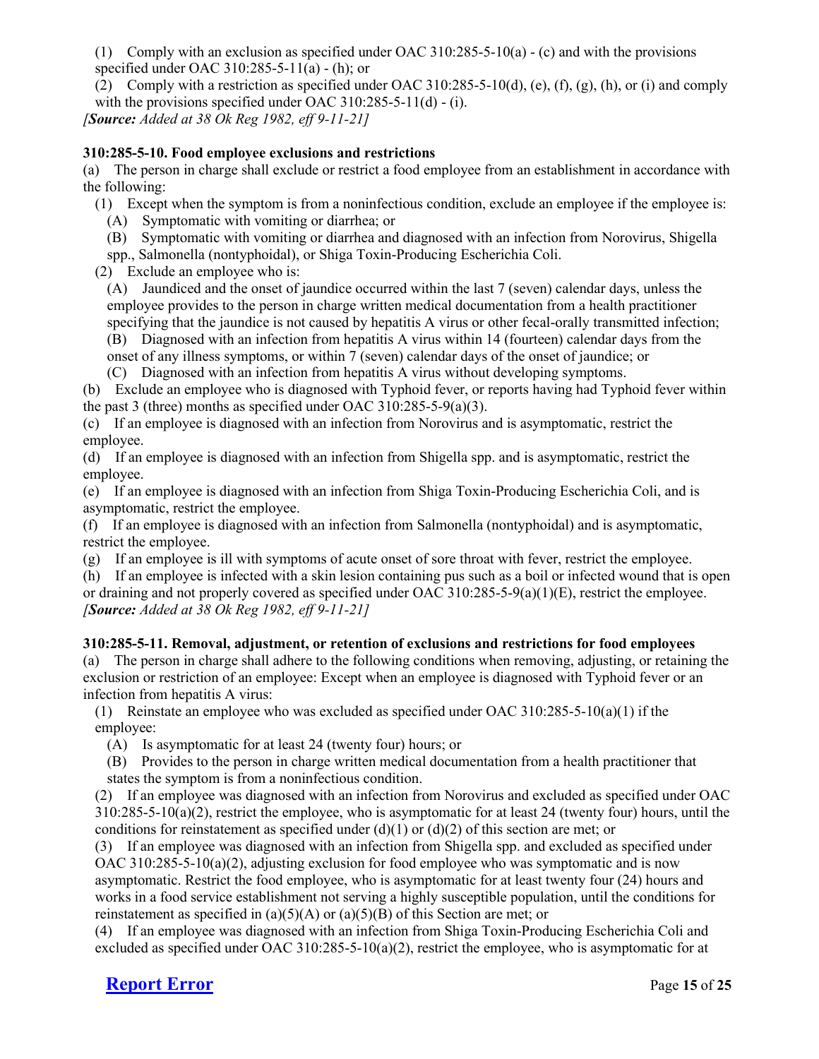(1) Comply with an exclusion as specified under OAC 310:285-5-10(a) - (c) and with the provisions specified under OAC 310:285-5-11(a) - (h); or

(2) Comply with a restriction as specified under OAC 310:285-5-10(d), (e), (f), (g), (h), or (i) and comply with the provisions specified under OAC 310:285-5-11(d) - (i).

*[**Source:** Added at 38 Ok Reg 1982, eff 9-11-21]*

**310:285-5-10. Food employee exclusions and restrictions**

(a) The person in charge shall exclude or restrict a food employee from an establishment in accordance with the following:

(1) Except when the symptom is from a noninfectious condition, exclude an employee if the employee is:

(A) Symptomatic with vomiting or diarrhea; or

(B) Symptomatic with vomiting or diarrhea and diagnosed with an infection from Norovirus, Shigella spp., Salmonella (nontyphoidal), or Shiga Toxin-Producing Escherichia Coli.

(2) Exclude an employee who is:

(A) Jaundiced and the onset of jaundice occurred within the last 7 (seven) calendar days, unless the employee provides to the person in charge written medical documentation from a health practitioner specifying that the jaundice is not caused by hepatitis A virus or other fecal-orally transmitted infection;

(B) Diagnosed with an infection from hepatitis A virus within 14 (fourteen) calendar days from the onset of any illness symptoms, or within 7 (seven) calendar days of the onset of jaundice; or

(C) Diagnosed with an infection from hepatitis A virus without developing symptoms.

(b) Exclude an employee who is diagnosed with Typhoid fever, or reports having had Typhoid fever within the past 3 (three) months as specified under OAC 310:285-5-9(a)(3).

(c) If an employee is diagnosed with an infection from Norovirus and is asymptomatic, restrict the employee.

(d) If an employee is diagnosed with an infection from Shigella spp. and is asymptomatic, restrict the employee.

(e) If an employee is diagnosed with an infection from Shiga Toxin-Producing Escherichia Coli, and is asymptomatic, restrict the employee.

(f) If an employee is diagnosed with an infection from Salmonella (nontyphoidal) and is asymptomatic, restrict the employee.

(g) If an employee is ill with symptoms of acute onset of sore throat with fever, restrict the employee.

(h) If an employee is infected with a skin lesion containing pus such as a boil or infected wound that is open or draining and not properly covered as specified under OAC 310:285-5-9(a)(1)(E), restrict the employee.

*[**Source:** Added at 38 Ok Reg 1982, eff 9-11-21]*

**310:285-5-11. Removal, adjustment, or retention of exclusions and restrictions for food employees**

(a) The person in charge shall adhere to the following conditions when removing, adjusting, or retaining the exclusion or restriction of an employee: Except when an employee is diagnosed with Typhoid fever or an infection from hepatitis A virus:

(1) Reinstate an employee who was excluded as specified under OAC 310:285-5-10(a)(1) if the employee:

(A) Is asymptomatic for at least 24 (twenty four) hours; or

(B) Provides to the person in charge written medical documentation from a health practitioner that states the symptom is from a noninfectious condition.

(2) If an employee was diagnosed with an infection from Norovirus and excluded as specified under OAC 310:285-5-10(a)(2), restrict the employee, who is asymptomatic for at least 24 (twenty four) hours, until the conditions for reinstatement as specified under (d)(1) or (d)(2) of this section are met; or

(3) If an employee was diagnosed with an infection from Shigella spp. and excluded as specified under OAC 310:285-5-10(a)(2), adjusting exclusion for food employee who was symptomatic and is now asymptomatic. Restrict the food employee, who is asymptomatic for at least twenty four (24) hours and works in a food service establishment not serving a highly susceptible population, until the conditions for reinstatement as specified in (a)(5)(A) or (a)(5)(B) of this Section are met; or

(4) If an employee was diagnosed with an infection from Shiga Toxin-Producing Escherichia Coli and excluded as specified under OAC 310:285-5-10(a)(2), restrict the employee, who is asymptomatic for at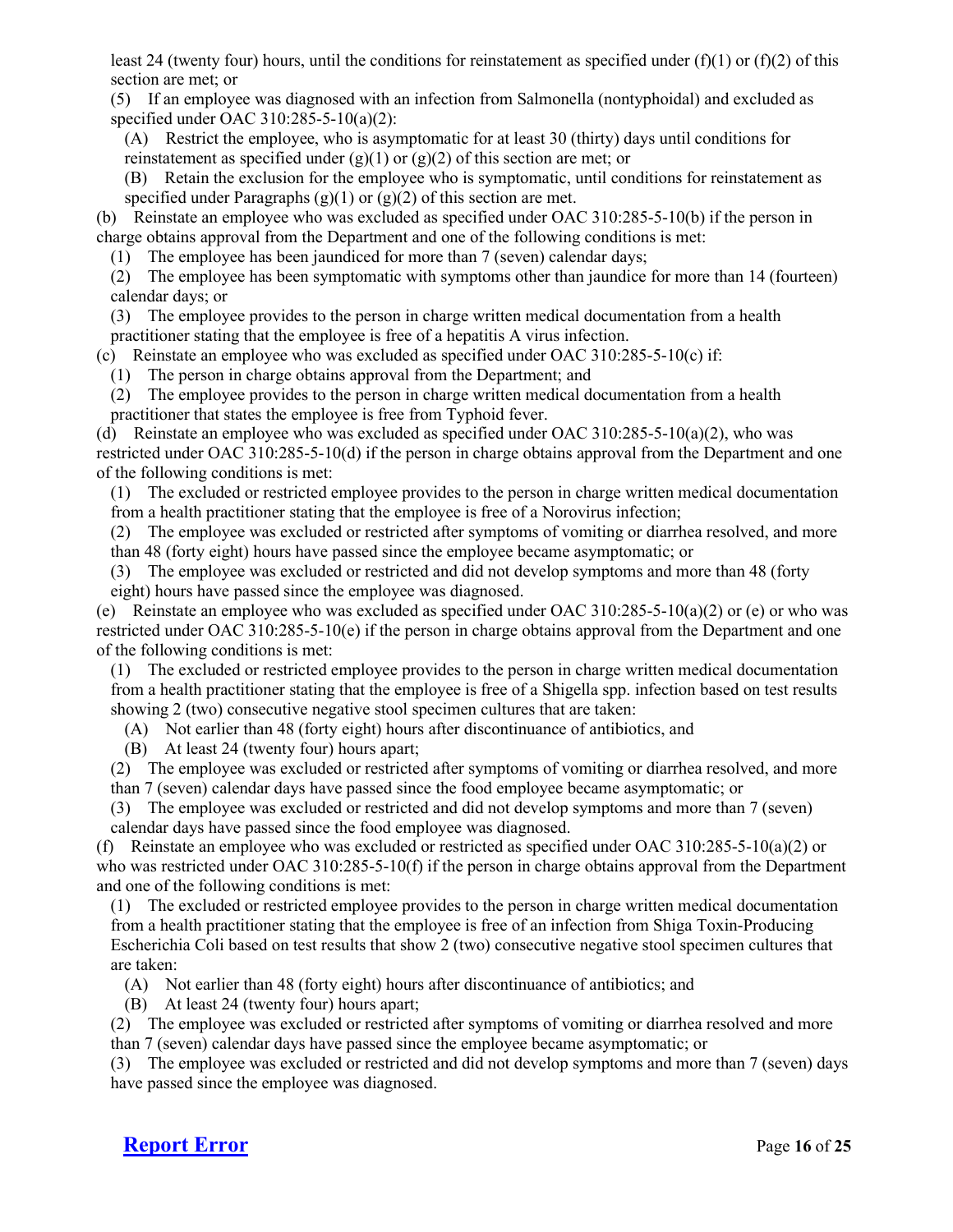least 24 (twenty four) hours, until the conditions for reinstatement as specified under (f)(1) or (f)(2) of this section are met; or

(5) If an employee was diagnosed with an infection from Salmonella (nontyphoidal) and excluded as specified under OAC 310:285-5-10(a)(2):

(A) Restrict the employee, who is asymptomatic for at least 30 (thirty) days until conditions for reinstatement as specified under (g)(1) or (g)(2) of this section are met; or

(B) Retain the exclusion for the employee who is symptomatic, until conditions for reinstatement as specified under Paragraphs (g)(1) or (g)(2) of this section are met.

(b) Reinstate an employee who was excluded as specified under OAC 310:285-5-10(b) if the person in charge obtains approval from the Department and one of the following conditions is met:

(1) The employee has been jaundiced for more than 7 (seven) calendar days;

(2) The employee has been symptomatic with symptoms other than jaundice for more than 14 (fourteen) calendar days; or

(3) The employee provides to the person in charge written medical documentation from a health practitioner stating that the employee is free of a hepatitis A virus infection.

(c) Reinstate an employee who was excluded as specified under OAC 310:285-5-10(c) if:

(1) The person in charge obtains approval from the Department; and

(2) The employee provides to the person in charge written medical documentation from a health practitioner that states the employee is free from Typhoid fever.

(d) Reinstate an employee who was excluded as specified under OAC 310:285-5-10(a)(2), who was restricted under OAC 310:285-5-10(d) if the person in charge obtains approval from the Department and one of the following conditions is met:

(1) The excluded or restricted employee provides to the person in charge written medical documentation from a health practitioner stating that the employee is free of a Norovirus infection;

(2) The employee was excluded or restricted after symptoms of vomiting or diarrhea resolved, and more than 48 (forty eight) hours have passed since the employee became asymptomatic; or

(3) The employee was excluded or restricted and did not develop symptoms and more than 48 (forty eight) hours have passed since the employee was diagnosed.

(e) Reinstate an employee who was excluded as specified under OAC 310:285-5-10(a)(2) or (e) or who was restricted under OAC 310:285-5-10(e) if the person in charge obtains approval from the Department and one of the following conditions is met:

(1) The excluded or restricted employee provides to the person in charge written medical documentation from a health practitioner stating that the employee is free of a Shigella spp. infection based on test results showing 2 (two) consecutive negative stool specimen cultures that are taken:

(A) Not earlier than 48 (forty eight) hours after discontinuance of antibiotics, and

(B) At least 24 (twenty four) hours apart;

(2) The employee was excluded or restricted after symptoms of vomiting or diarrhea resolved, and more than 7 (seven) calendar days have passed since the food employee became asymptomatic; or

(3) The employee was excluded or restricted and did not develop symptoms and more than 7 (seven) calendar days have passed since the food employee was diagnosed.

(f) Reinstate an employee who was excluded or restricted as specified under OAC 310:285-5-10(a)(2) or who was restricted under OAC 310:285-5-10(f) if the person in charge obtains approval from the Department and one of the following conditions is met:

(1) The excluded or restricted employee provides to the person in charge written medical documentation from a health practitioner stating that the employee is free of an infection from Shiga Toxin-Producing Escherichia Coli based on test results that show 2 (two) consecutive negative stool specimen cultures that are taken:

(A) Not earlier than 48 (forty eight) hours after discontinuance of antibiotics; and

(B) At least 24 (twenty four) hours apart;

(2) The employee was excluded or restricted after symptoms of vomiting or diarrhea resolved and more than 7 (seven) calendar days have passed since the employee became asymptomatic; or

(3) The employee was excluded or restricted and did not develop symptoms and more than 7 (seven) days have passed since the employee was diagnosed.

**Report Error**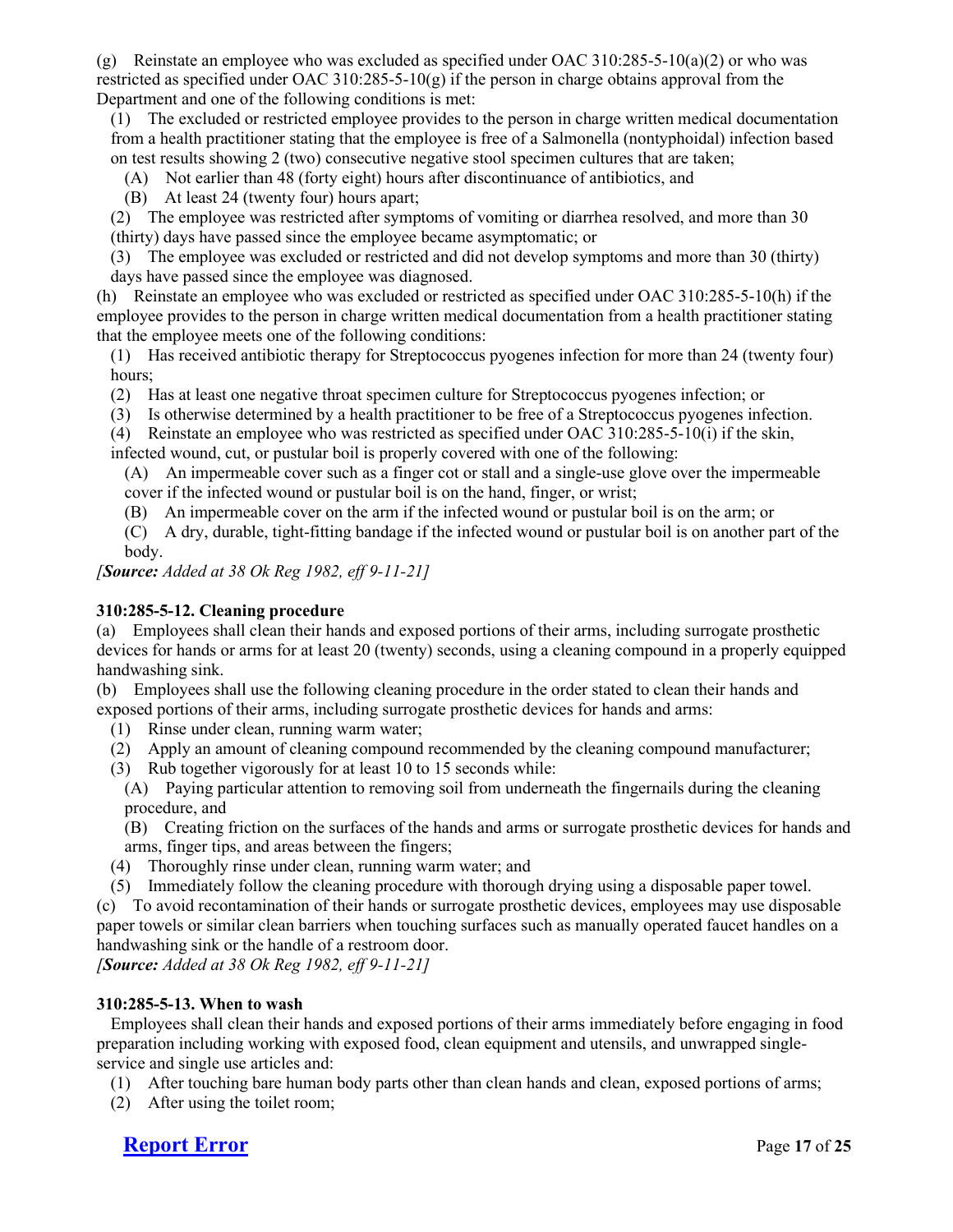(g) Reinstate an employee who was excluded as specified under OAC 310:285-5-10(a)(2) or who was restricted as specified under OAC 310:285-5-10(g) if the person in charge obtains approval from the Department and one of the following conditions is met:

(1) The excluded or restricted employee provides to the person in charge written medical documentation from a health practitioner stating that the employee is free of a Salmonella (nontyphoidal) infection based on test results showing 2 (two) consecutive negative stool specimen cultures that are taken;

(A) Not earlier than 48 (forty eight) hours after discontinuance of antibiotics, and

(B) At least 24 (twenty four) hours apart;

(2) The employee was restricted after symptoms of vomiting or diarrhea resolved, and more than 30 (thirty) days have passed since the employee became asymptomatic; or

(3) The employee was excluded or restricted and did not develop symptoms and more than 30 (thirty) days have passed since the employee was diagnosed.

(h) Reinstate an employee who was excluded or restricted as specified under OAC 310:285-5-10(h) if the employee provides to the person in charge written medical documentation from a health practitioner stating that the employee meets one of the following conditions:

(1) Has received antibiotic therapy for Streptococcus pyogenes infection for more than 24 (twenty four) hours;

(2) Has at least one negative throat specimen culture for Streptococcus pyogenes infection; or

(3) Is otherwise determined by a health practitioner to be free of a Streptococcus pyogenes infection.

(4) Reinstate an employee who was restricted as specified under OAC 310:285-5-10(i) if the skin, infected wound, cut, or pustular boil is properly covered with one of the following:

(A) An impermeable cover such as a finger cot or stall and a single-use glove over the impermeable cover if the infected wound or pustular boil is on the hand, finger, or wrist;

(B) An impermeable cover on the arm if the infected wound or pustular boil is on the arm; or

(C) A dry, durable, tight-fitting bandage if the infected wound or pustular boil is on another part of the body.

*[**Source:** Added at 38 Ok Reg 1982, eff 9-11-21]*

**310:285-5-12. Cleaning procedure**

(a) Employees shall clean their hands and exposed portions of their arms, including surrogate prosthetic devices for hands or arms for at least 20 (twenty) seconds, using a cleaning compound in a properly equipped handwashing sink.

(b) Employees shall use the following cleaning procedure in the order stated to clean their hands and exposed portions of their arms, including surrogate prosthetic devices for hands and arms:

(1) Rinse under clean, running warm water;

(2) Apply an amount of cleaning compound recommended by the cleaning compound manufacturer;

(3) Rub together vigorously for at least 10 to 15 seconds while:

(A) Paying particular attention to removing soil from underneath the fingernails during the cleaning procedure, and

(B) Creating friction on the surfaces of the hands and arms or surrogate prosthetic devices for hands and arms, finger tips, and areas between the fingers;

(4) Thoroughly rinse under clean, running warm water; and

(5) Immediately follow the cleaning procedure with thorough drying using a disposable paper towel.

(c) To avoid recontamination of their hands or surrogate prosthetic devices, employees may use disposable paper towels or similar clean barriers when touching surfaces such as manually operated faucet handles on a handwashing sink or the handle of a restroom door.

*[**Source:** Added at 38 Ok Reg 1982, eff 9-11-21]*

**310:285-5-13. When to wash**

Employees shall clean their hands and exposed portions of their arms immediately before engaging in food preparation including working with exposed food, clean equipment and utensils, and unwrapped single-service and single use articles and:

(1) After touching bare human body parts other than clean hands and clean, exposed portions of arms;

(2) After using the toilet room;

**Report Error**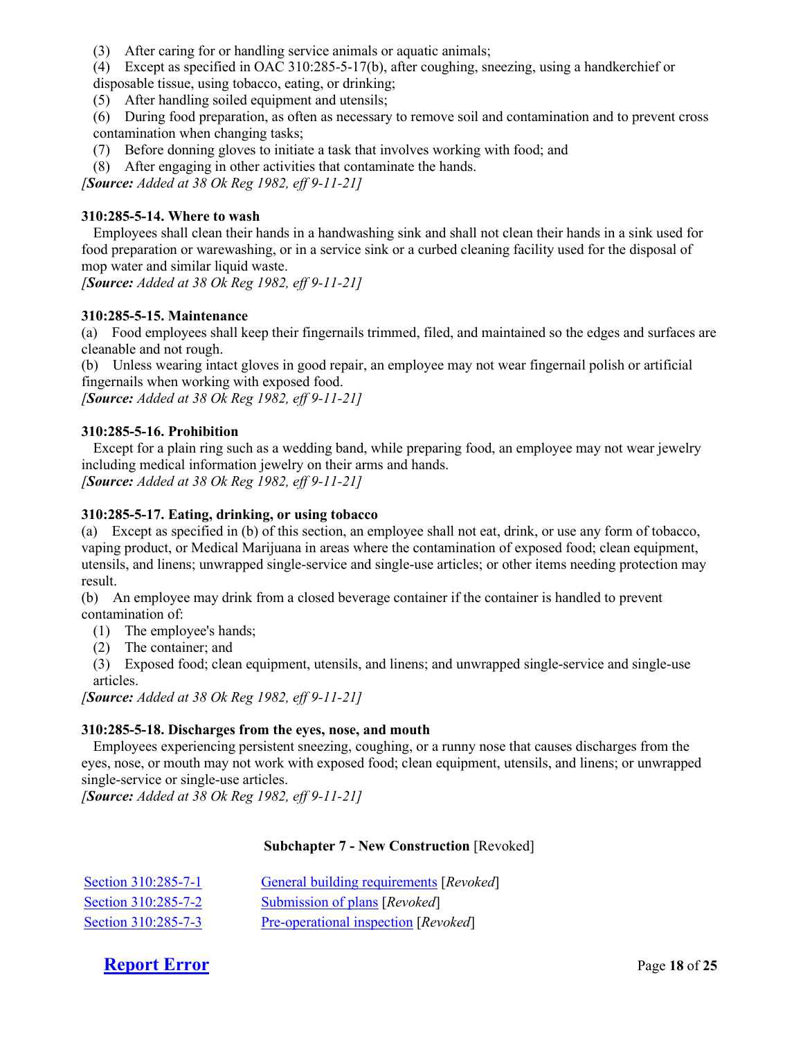(3) After caring for or handling service animals or aquatic animals;

(4) Except as specified in OAC 310:285-5-17(b), after coughing, sneezing, using a handkerchief or disposable tissue, using tobacco, eating, or drinking;

(5) After handling soiled equipment and utensils;

(6) During food preparation, as often as necessary to remove soil and contamination and to prevent cross contamination when changing tasks;

(7) Before donning gloves to initiate a task that involves working with food; and

(8) After engaging in other activities that contaminate the hands.

*[**Source:** Added at 38 Ok Reg 1982, eff 9-11-21]*

**310:285-5-14. Where to wash**

Employees shall clean their hands in a handwashing sink and shall not clean their hands in a sink used for food preparation or warewashing, or in a service sink or a curbed cleaning facility used for the disposal of mop water and similar liquid waste.

*[**Source:** Added at 38 Ok Reg 1982, eff 9-11-21]*

**310:285-5-15. Maintenance**

(a) Food employees shall keep their fingernails trimmed, filed, and maintained so the edges and surfaces are cleanable and not rough.

(b) Unless wearing intact gloves in good repair, an employee may not wear fingernail polish or artificial fingernails when working with exposed food.

*[**Source:** Added at 38 Ok Reg 1982, eff 9-11-21]*

**310:285-5-16. Prohibition**

Except for a plain ring such as a wedding band, while preparing food, an employee may not wear jewelry including medical information jewelry on their arms and hands.

*[**Source:** Added at 38 Ok Reg 1982, eff 9-11-21]*

**310:285-5-17. Eating, drinking, or using tobacco**

(a) Except as specified in (b) of this section, an employee shall not eat, drink, or use any form of tobacco, vaping product, or Medical Marijuana in areas where the contamination of exposed food; clean equipment, utensils, and linens; unwrapped single-service and single-use articles; or other items needing protection may result.

(b) An employee may drink from a closed beverage container if the container is handled to prevent contamination of:

(1) The employee's hands;

(2) The container; and

(3) Exposed food; clean equipment, utensils, and linens; and unwrapped single-service and single-use articles.

*[**Source:** Added at 38 Ok Reg 1982, eff 9-11-21]*

**310:285-5-18. Discharges from the eyes, nose, and mouth**

Employees experiencing persistent sneezing, coughing, or a runny nose that causes discharges from the eyes, nose, or mouth may not work with exposed food; clean equipment, utensils, and linens; or unwrapped single-service or single-use articles.

*[**Source:** Added at 38 Ok Reg 1982, eff 9-11-21]*

## Subchapter 7 - New Construction [Revoked]

| | |
|---|---|
| Section 310:285-7-1 | General building requirements [*Revoked*] |
| Section 310:285-7-2 | Submission of plans [*Revoked*] |
| Section 310:285-7-3 | Pre-operational inspection [*Revoked*] |

**Report Error**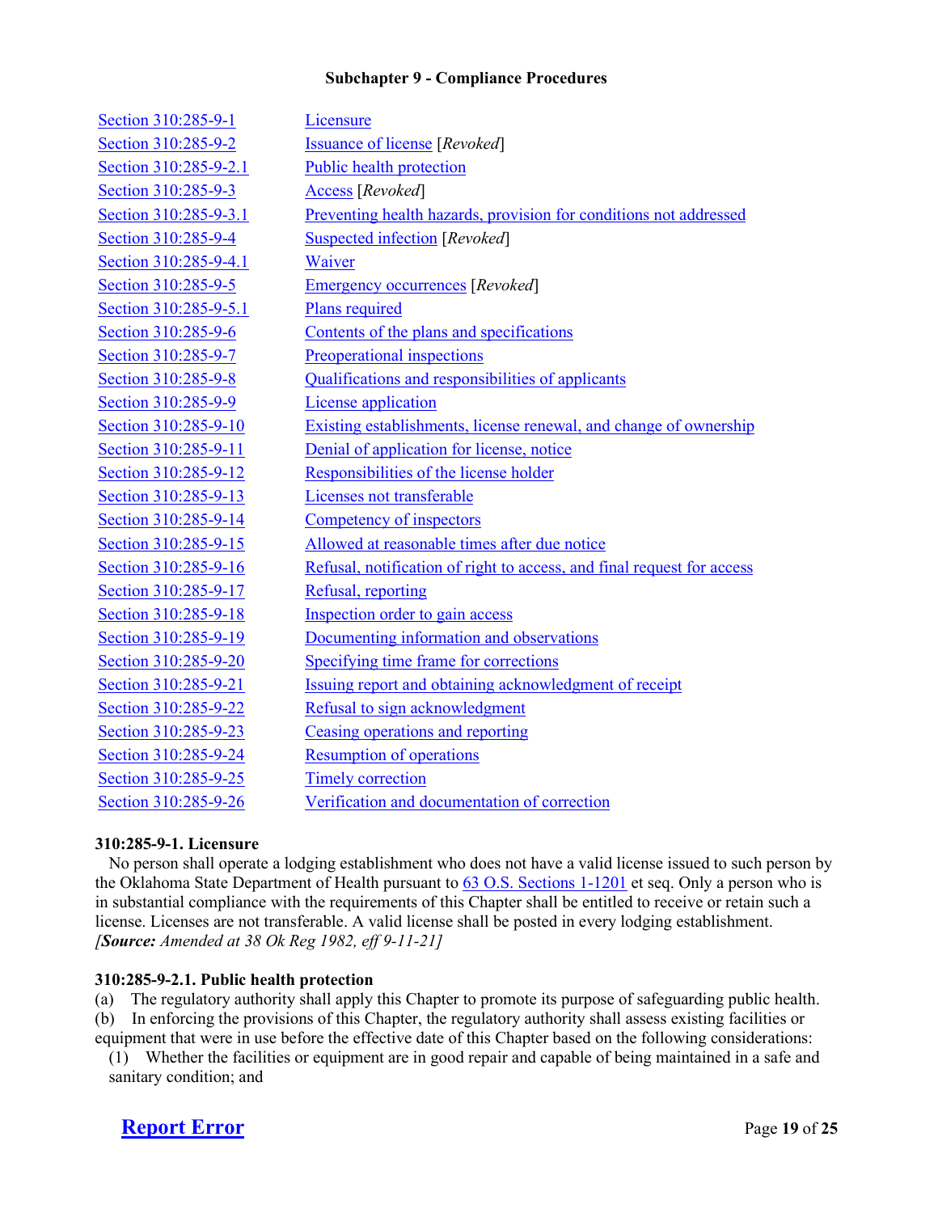## Subchapter 9 - Compliance Procedures

| | |
|---|---|
| Section 310:285-9-1 | Licensure |
| Section 310:285-9-2 | Issuance of license [*Revoked*] |
| Section 310:285-9-2.1 | Public health protection |
| Section 310:285-9-3 | Access [*Revoked*] |
| Section 310:285-9-3.1 | Preventing health hazards, provision for conditions not addressed |
| Section 310:285-9-4 | Suspected infection [*Revoked*] |
| Section 310:285-9-4.1 | Waiver |
| Section 310:285-9-5 | Emergency occurrences [*Revoked*] |
| Section 310:285-9-5.1 | Plans required |
| Section 310:285-9-6 | Contents of the plans and specifications |
| Section 310:285-9-7 | Preoperational inspections |
| Section 310:285-9-8 | Qualifications and responsibilities of applicants |
| Section 310:285-9-9 | License application |
| Section 310:285-9-10 | Existing establishments, license renewal, and change of ownership |
| Section 310:285-9-11 | Denial of application for license, notice |
| Section 310:285-9-12 | Responsibilities of the license holder |
| Section 310:285-9-13 | Licenses not transferable |
| Section 310:285-9-14 | Competency of inspectors |
| Section 310:285-9-15 | Allowed at reasonable times after due notice |
| Section 310:285-9-16 | Refusal, notification of right to access, and final request for access |
| Section 310:285-9-17 | Refusal, reporting |
| Section 310:285-9-18 | Inspection order to gain access |
| Section 310:285-9-19 | Documenting information and observations |
| Section 310:285-9-20 | Specifying time frame for corrections |
| Section 310:285-9-21 | Issuing report and obtaining acknowledgment of receipt |
| Section 310:285-9-22 | Refusal to sign acknowledgment |
| Section 310:285-9-23 | Ceasing operations and reporting |
| Section 310:285-9-24 | Resumption of operations |
| Section 310:285-9-25 | Timely correction |
| Section 310:285-9-26 | Verification and documentation of correction |

**310:285-9-1. Licensure**

No person shall operate a lodging establishment who does not have a valid license issued to such person by the Oklahoma State Department of Health pursuant to 63 O.S. Sections 1-1201 et seq. Only a person who is in substantial compliance with the requirements of this Chapter shall be entitled to receive or retain such a license. Licenses are not transferable. A valid license shall be posted in every lodging establishment.
*[**Source:** Amended at 38 Ok Reg 1982, eff 9-11-21]*

**310:285-9-2.1. Public health protection**

(a) The regulatory authority shall apply this Chapter to promote its purpose of safeguarding public health.

(b) In enforcing the provisions of this Chapter, the regulatory authority shall assess existing facilities or equipment that were in use before the effective date of this Chapter based on the following considerations:

(1) Whether the facilities or equipment are in good repair and capable of being maintained in a safe and sanitary condition; and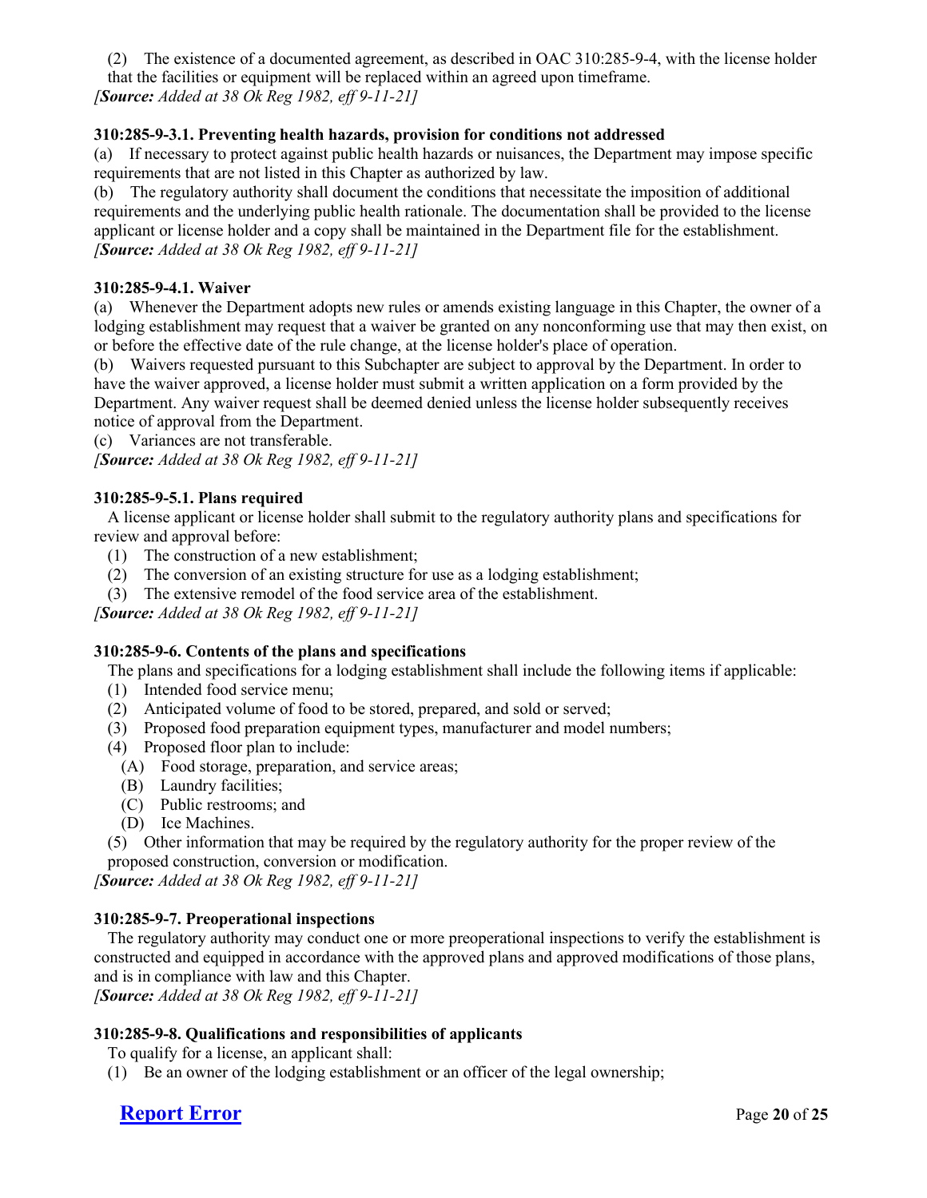(2) The existence of a documented agreement, as described in OAC 310:285-9-4, with the license holder that the facilities or equipment will be replaced within an agreed upon timeframe.

*[**Source:** Added at 38 Ok Reg 1982, eff 9-11-21]*

**310:285-9-3.1. Preventing health hazards, provision for conditions not addressed**

(a) If necessary to protect against public health hazards or nuisances, the Department may impose specific requirements that are not listed in this Chapter as authorized by law.

(b) The regulatory authority shall document the conditions that necessitate the imposition of additional requirements and the underlying public health rationale. The documentation shall be provided to the license applicant or license holder and a copy shall be maintained in the Department file for the establishment.

*[**Source:** Added at 38 Ok Reg 1982, eff 9-11-21]*

**310:285-9-4.1. Waiver**

(a) Whenever the Department adopts new rules or amends existing language in this Chapter, the owner of a lodging establishment may request that a waiver be granted on any nonconforming use that may then exist, on or before the effective date of the rule change, at the license holder's place of operation.

(b) Waivers requested pursuant to this Subchapter are subject to approval by the Department. In order to have the waiver approved, a license holder must submit a written application on a form provided by the Department. Any waiver request shall be deemed denied unless the license holder subsequently receives notice of approval from the Department.

(c) Variances are not transferable.

*[**Source:** Added at 38 Ok Reg 1982, eff 9-11-21]*

**310:285-9-5.1. Plans required**

A license applicant or license holder shall submit to the regulatory authority plans and specifications for review and approval before:

(1) The construction of a new establishment;

(2) The conversion of an existing structure for use as a lodging establishment;

(3) The extensive remodel of the food service area of the establishment.

*[**Source:** Added at 38 Ok Reg 1982, eff 9-11-21]*

**310:285-9-6. Contents of the plans and specifications**

The plans and specifications for a lodging establishment shall include the following items if applicable:

(1) Intended food service menu;

(2) Anticipated volume of food to be stored, prepared, and sold or served;

(3) Proposed food preparation equipment types, manufacturer and model numbers;

(4) Proposed floor plan to include:

(A) Food storage, preparation, and service areas;

(B) Laundry facilities;

(C) Public restrooms; and

(D) Ice Machines.

(5) Other information that may be required by the regulatory authority for the proper review of the proposed construction, conversion or modification.

*[**Source:** Added at 38 Ok Reg 1982, eff 9-11-21]*

**310:285-9-7. Preoperational inspections**

The regulatory authority may conduct one or more preoperational inspections to verify the establishment is constructed and equipped in accordance with the approved plans and approved modifications of those plans, and is in compliance with law and this Chapter.

*[**Source:** Added at 38 Ok Reg 1982, eff 9-11-21]*

**310:285-9-8. Qualifications and responsibilities of applicants**

To qualify for a license, an applicant shall:

(1) Be an owner of the lodging establishment or an officer of the legal ownership;

**Report Error**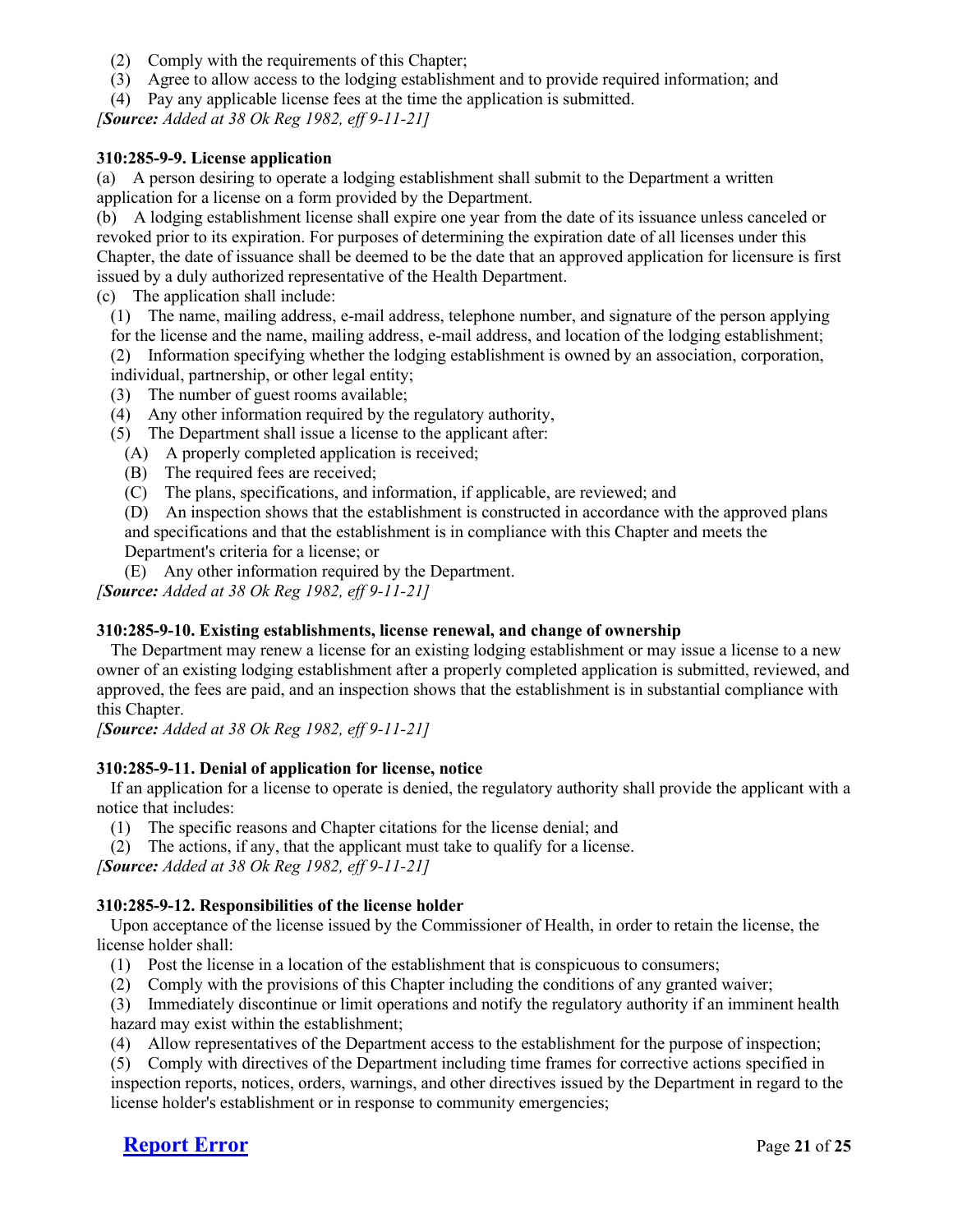(2) Comply with the requirements of this Chapter;
(3) Agree to allow access to the lodging establishment and to provide required information; and
(4) Pay any applicable license fees at the time the application is submitted.

*[**Source:** Added at 38 Ok Reg 1982, eff 9-11-21]*

#### 310:285-9-9. License application

(a) A person desiring to operate a lodging establishment shall submit to the Department a written application for a license on a form provided by the Department.

(b) A lodging establishment license shall expire one year from the date of its issuance unless canceled or revoked prior to its expiration. For purposes of determining the expiration date of all licenses under this Chapter, the date of issuance shall be deemed to be the date that an approved application for licensure is first issued by a duly authorized representative of the Health Department.

(c) The application shall include:

(1) The name, mailing address, e-mail address, telephone number, and signature of the person applying for the license and the name, mailing address, e-mail address, and location of the lodging establishment;
(2) Information specifying whether the lodging establishment is owned by an association, corporation, individual, partnership, or other legal entity;
(3) The number of guest rooms available;
(4) Any other information required by the regulatory authority,
(5) The Department shall issue a license to the applicant after:
 (A) A properly completed application is received;
 (B) The required fees are received;
 (C) The plans, specifications, and information, if applicable, are reviewed; and
 (D) An inspection shows that the establishment is constructed in accordance with the approved plans and specifications and that the establishment is in compliance with this Chapter and meets the Department's criteria for a license; or
 (E) Any other information required by the Department.

*[**Source:** Added at 38 Ok Reg 1982, eff 9-11-21]*

#### 310:285-9-10. Existing establishments, license renewal, and change of ownership

The Department may renew a license for an existing lodging establishment or may issue a license to a new owner of an existing lodging establishment after a properly completed application is submitted, reviewed, and approved, the fees are paid, and an inspection shows that the establishment is in substantial compliance with this Chapter.

*[**Source:** Added at 38 Ok Reg 1982, eff 9-11-21]*

#### 310:285-9-11. Denial of application for license, notice

If an application for a license to operate is denied, the regulatory authority shall provide the applicant with a notice that includes:

(1) The specific reasons and Chapter citations for the license denial; and
(2) The actions, if any, that the applicant must take to qualify for a license.

*[**Source:** Added at 38 Ok Reg 1982, eff 9-11-21]*

#### 310:285-9-12. Responsibilities of the license holder

Upon acceptance of the license issued by the Commissioner of Health, in order to retain the license, the license holder shall:

(1) Post the license in a location of the establishment that is conspicuous to consumers;
(2) Comply with the provisions of this Chapter including the conditions of any granted waiver;
(3) Immediately discontinue or limit operations and notify the regulatory authority if an imminent health hazard may exist within the establishment;
(4) Allow representatives of the Department access to the establishment for the purpose of inspection;
(5) Comply with directives of the Department including time frames for corrective actions specified in inspection reports, notices, orders, warnings, and other directives issued by the Department in regard to the license holder's establishment or in response to community emergencies;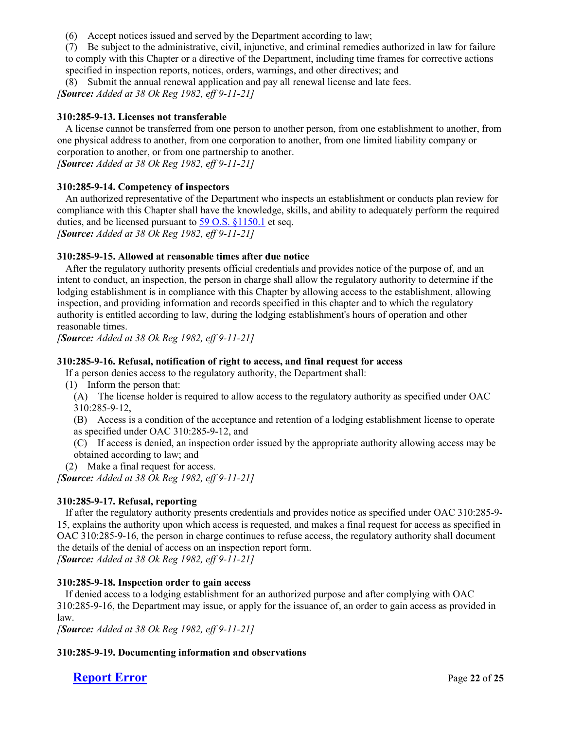(6) Accept notices issued and served by the Department according to law;

(7) Be subject to the administrative, civil, injunctive, and criminal remedies authorized in law for failure to comply with this Chapter or a directive of the Department, including time frames for corrective actions specified in inspection reports, notices, orders, warnings, and other directives; and

(8) Submit the annual renewal application and pay all renewal license and late fees.

*[**Source:** Added at 38 Ok Reg 1982, eff 9-11-21]*

**310:285-9-13. Licenses not transferable**

A license cannot be transferred from one person to another person, from one establishment to another, from one physical address to another, from one corporation to another, from one limited liability company or corporation to another, or from one partnership to another.

*[**Source:** Added at 38 Ok Reg 1982, eff 9-11-21]*

**310:285-9-14. Competency of inspectors**

An authorized representative of the Department who inspects an establishment or conducts plan review for compliance with this Chapter shall have the knowledge, skills, and ability to adequately perform the required duties, and be licensed pursuant to 59 O.S. §1150.1 et seq.

*[**Source:** Added at 38 Ok Reg 1982, eff 9-11-21]*

**310:285-9-15. Allowed at reasonable times after due notice**

After the regulatory authority presents official credentials and provides notice of the purpose of, and an intent to conduct, an inspection, the person in charge shall allow the regulatory authority to determine if the lodging establishment is in compliance with this Chapter by allowing access to the establishment, allowing inspection, and providing information and records specified in this chapter and to which the regulatory authority is entitled according to law, during the lodging establishment's hours of operation and other reasonable times.

*[**Source:** Added at 38 Ok Reg 1982, eff 9-11-21]*

**310:285-9-16. Refusal, notification of right to access, and final request for access**

If a person denies access to the regulatory authority, the Department shall:

(1) Inform the person that:

(A) The license holder is required to allow access to the regulatory authority as specified under OAC 310:285-9-12,

(B) Access is a condition of the acceptance and retention of a lodging establishment license to operate as specified under OAC 310:285-9-12, and

(C) If access is denied, an inspection order issued by the appropriate authority allowing access may be obtained according to law; and

(2) Make a final request for access.

*[**Source:** Added at 38 Ok Reg 1982, eff 9-11-21]*

**310:285-9-17. Refusal, reporting**

If after the regulatory authority presents credentials and provides notice as specified under OAC 310:285-9-15, explains the authority upon which access is requested, and makes a final request for access as specified in OAC 310:285-9-16, the person in charge continues to refuse access, the regulatory authority shall document the details of the denial of access on an inspection report form.

*[**Source:** Added at 38 Ok Reg 1982, eff 9-11-21]*

**310:285-9-18. Inspection order to gain access**

If denied access to a lodging establishment for an authorized purpose and after complying with OAC 310:285-9-16, the Department may issue, or apply for the issuance of, an order to gain access as provided in law.

*[**Source:** Added at 38 Ok Reg 1982, eff 9-11-21]*

**310:285-9-19. Documenting information and observations**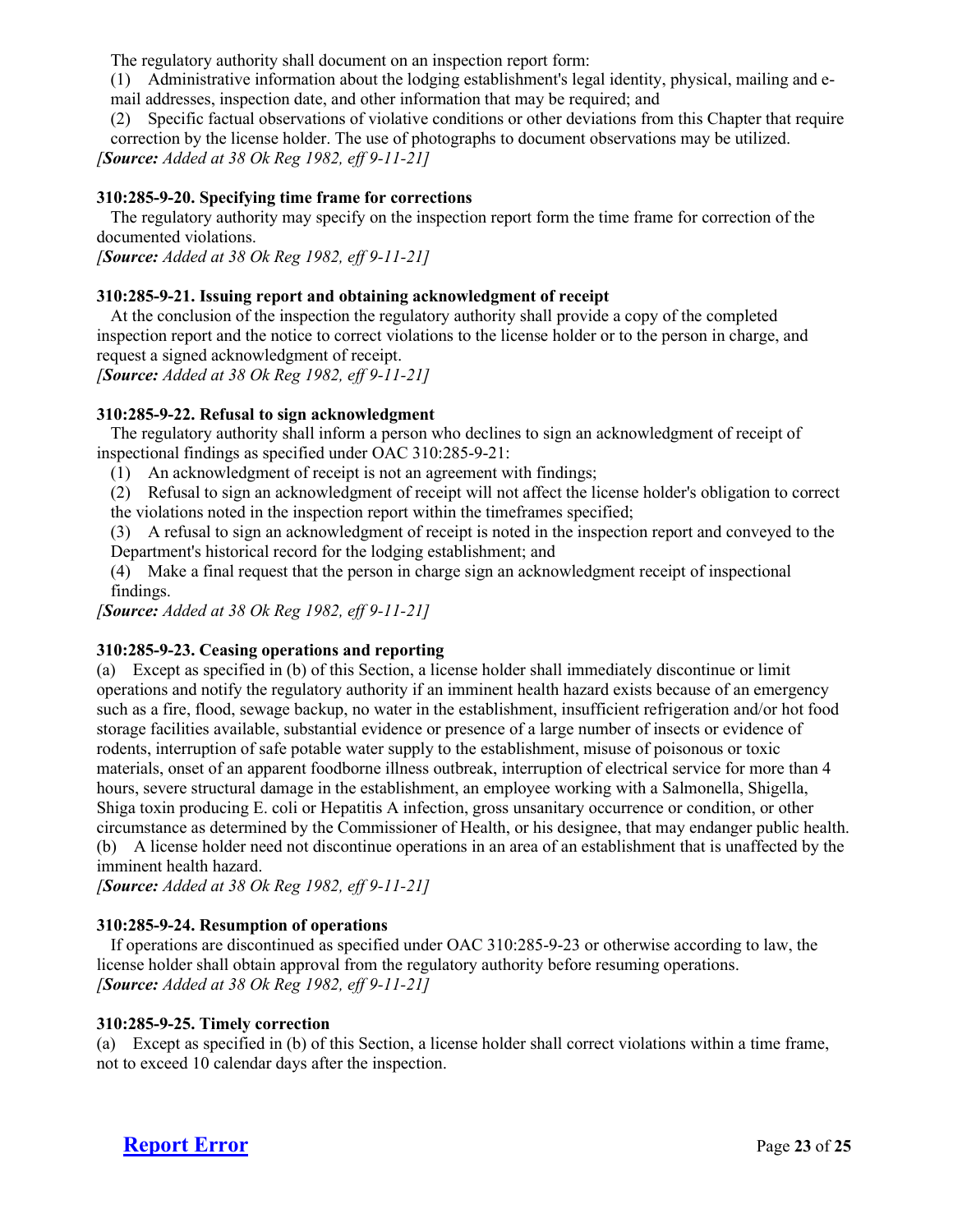The regulatory authority shall document on an inspection report form:

(1) Administrative information about the lodging establishment's legal identity, physical, mailing and e-mail addresses, inspection date, and other information that may be required; and

(2) Specific factual observations of violative conditions or other deviations from this Chapter that require correction by the license holder. The use of photographs to document observations may be utilized.

*[**Source:** Added at 38 Ok Reg 1982, eff 9-11-21]*

**310:285-9-20. Specifying time frame for corrections**

The regulatory authority may specify on the inspection report form the time frame for correction of the documented violations.

*[**Source:** Added at 38 Ok Reg 1982, eff 9-11-21]*

**310:285-9-21. Issuing report and obtaining acknowledgment of receipt**

At the conclusion of the inspection the regulatory authority shall provide a copy of the completed inspection report and the notice to correct violations to the license holder or to the person in charge, and request a signed acknowledgment of receipt.

*[**Source:** Added at 38 Ok Reg 1982, eff 9-11-21]*

**310:285-9-22. Refusal to sign acknowledgment**

The regulatory authority shall inform a person who declines to sign an acknowledgment of receipt of inspectional findings as specified under OAC 310:285-9-21:

(1) An acknowledgment of receipt is not an agreement with findings;

(2) Refusal to sign an acknowledgment of receipt will not affect the license holder's obligation to correct the violations noted in the inspection report within the timeframes specified;

(3) A refusal to sign an acknowledgment of receipt is noted in the inspection report and conveyed to the Department's historical record for the lodging establishment; and

(4) Make a final request that the person in charge sign an acknowledgment receipt of inspectional findings.

*[**Source:** Added at 38 Ok Reg 1982, eff 9-11-21]*

**310:285-9-23. Ceasing operations and reporting**

(a) Except as specified in (b) of this Section, a license holder shall immediately discontinue or limit operations and notify the regulatory authority if an imminent health hazard exists because of an emergency such as a fire, flood, sewage backup, no water in the establishment, insufficient refrigeration and/or hot food storage facilities available, substantial evidence or presence of a large number of insects or evidence of rodents, interruption of safe potable water supply to the establishment, misuse of poisonous or toxic materials, onset of an apparent foodborne illness outbreak, interruption of electrical service for more than 4 hours, severe structural damage in the establishment, an employee working with a Salmonella, Shigella, Shiga toxin producing E. coli or Hepatitis A infection, gross unsanitary occurrence or condition, or other circumstance as determined by the Commissioner of Health, or his designee, that may endanger public health.

(b) A license holder need not discontinue operations in an area of an establishment that is unaffected by the imminent health hazard.

*[**Source:** Added at 38 Ok Reg 1982, eff 9-11-21]*

**310:285-9-24. Resumption of operations**

If operations are discontinued as specified under OAC 310:285-9-23 or otherwise according to law, the license holder shall obtain approval from the regulatory authority before resuming operations.

*[**Source:** Added at 38 Ok Reg 1982, eff 9-11-21]*

**310:285-9-25. Timely correction**

(a) Except as specified in (b) of this Section, a license holder shall correct violations within a time frame, not to exceed 10 calendar days after the inspection.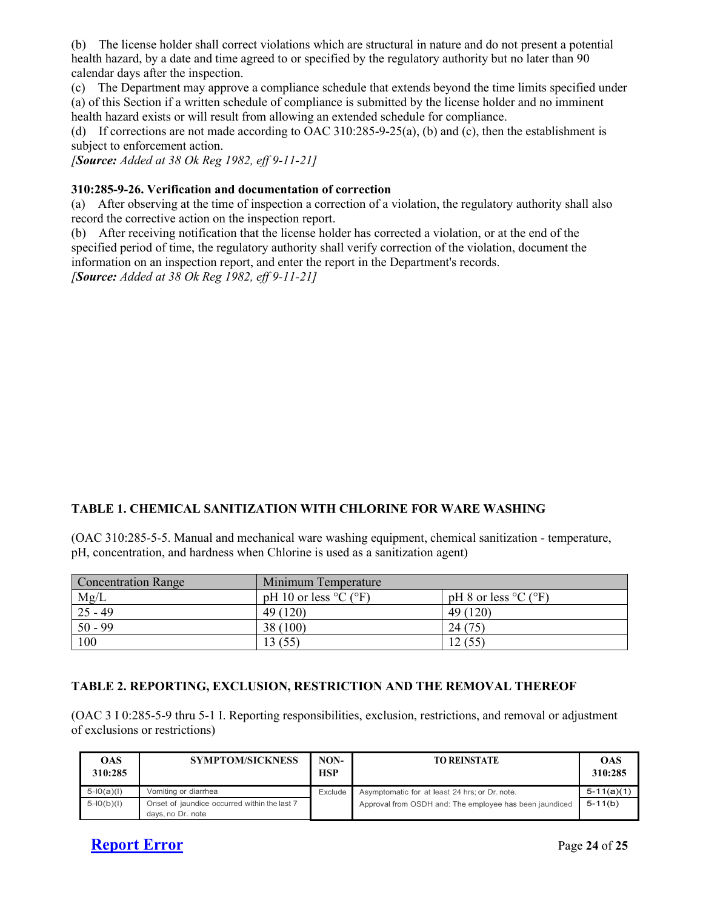(b) The license holder shall correct violations which are structural in nature and do not present a potential health hazard, by a date and time agreed to or specified by the regulatory authority but no later than 90 calendar days after the inspection.

(c) The Department may approve a compliance schedule that extends beyond the time limits specified under (a) of this Section if a written schedule of compliance is submitted by the license holder and no imminent health hazard exists or will result from allowing an extended schedule for compliance.

(d) If corrections are not made according to OAC 310:285-9-25(a), (b) and (c), then the establishment is subject to enforcement action.

*[**Source:** Added at 38 Ok Reg 1982, eff 9-11-21]*

**310:285-9-26. Verification and documentation of correction**

(a) After observing at the time of inspection a correction of a violation, the regulatory authority shall also record the corrective action on the inspection report.

(b) After receiving notification that the license holder has corrected a violation, or at the end of the specified period of time, the regulatory authority shall verify correction of the violation, document the information on an inspection report, and enter the report in the Department's records.

*[**Source:** Added at 38 Ok Reg 1982, eff 9-11-21]*

**TABLE 1. CHEMICAL SANITIZATION WITH CHLORINE FOR WARE WASHING**

(OAC 310:285-5-5. Manual and mechanical ware washing equipment, chemical sanitization - temperature, pH, concentration, and hardness when Chlorine is used as a sanitization agent)

| Concentration Range | Minimum Temperature | |
|---|---|---|
| Mg/L | pH 10 or less °C (°F) | pH 8 or less °C (°F) |
| 25 - 49 | 49 (120) | 49 (120) |
| 50 - 99 | 38 (100) | 24 (75) |
| 100 | 13 (55) | 12 (55) |

**TABLE 2. REPORTING, EXCLUSION, RESTRICTION AND THE REMOVAL THEREOF**

(OAC 3 I 0:285-5-9 thru 5-1 I. Reporting responsibilities, exclusion, restrictions, and removal or adjustment of exclusions or restrictions)

| OAS 310:285 | SYMPTOM/SICKNESS | NON-HSP | TO REINSTATE | OAS 310:285 |
|---|---|---|---|---|
| 5-I0(a)(I) | Vomiting or diarrhea | Exclude | Asymptomatic for at least 24 hrs; or Dr. note. | 5-11(a)(1) |
| 5-I0(b)(I) | Onset of jaundice occurred within the last 7 days, no Dr. note | | Approval from OSDH and: The employee has been jaundiced | 5-11(b) |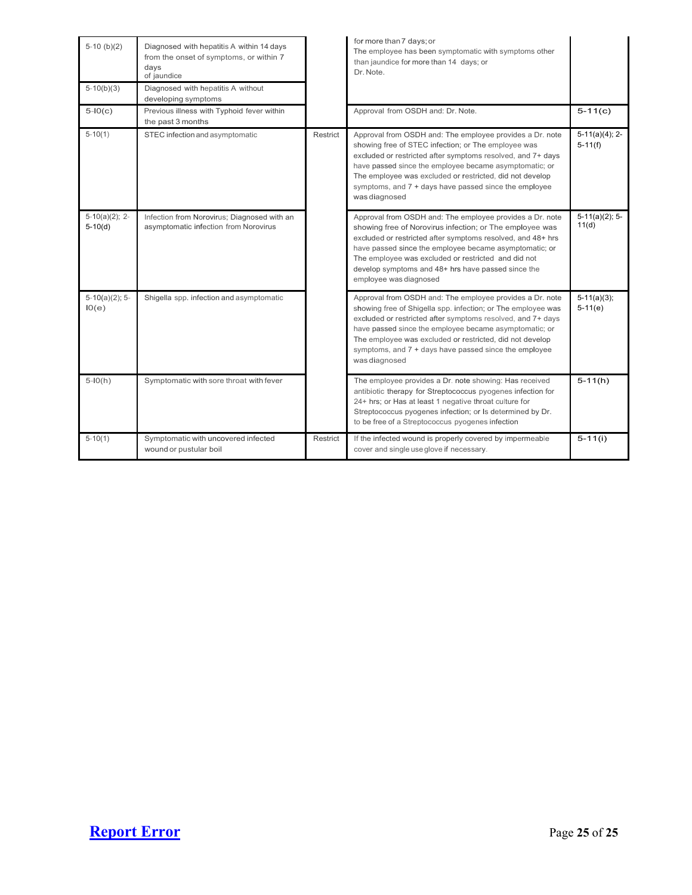| | | | | |
|---|---|---|---|---|
| 5-10 (b)(2) | Diagnosed with hepatitis A within 14 days from the onset of symptoms, or within 7 days of jaundice | | for more than 7 days; or The employee has been symptomatic with symptoms other than jaundice for more than 14 days; or Dr. Note. | |
| 5-10(b)(3) | Diagnosed with hepatitis A without developing symptoms | | | |
| 5-I0(c) | Previous illness with Typhoid fever within the past 3 months | | Approval from OSDH and: Dr. Note. | 5-11(c) |
| 5-10(1) | STEC infection and asymptomatic | Restrict | Approval from OSDH and: The employee provides a Dr. note showing free of STEC infection; or The employee was excluded or restricted after symptoms resolved, and 7+ days have passed since the employee became asymptomatic; or The employee was excluded or restricted, did not develop symptoms, and 7 + days have passed since the employee was diagnosed | 5-11(a)(4); 2-5-11(f) |
| 5-10(a)(2); 2-5-10(d) | Infection from Norovirus; Diagnosed with an asymptomatic infection from Norovirus | | Approval from OSDH and: The employee provides a Dr. note showing free of Norovirus infection; or The employee was excluded or restricted after symptoms resolved, and 48+ hrs have passed since the employee became asymptomatic; or The employee was excluded or restricted and did not develop symptoms and 48+ hrs have passed since the employee was diagnosed | 5-11(a)(2); 5-11(d) |
| 5-10(a)(2); 5-I0(e) | Shigella spp. infection and asymptomatic | | Approval from OSDH and: The employee provides a Dr. note showing free of Shigella spp. infection; or The employee was excluded or restricted after symptoms resolved, and 7+ days have passed since the employee became asymptomatic; or The employee was excluded or restricted, did not develop symptoms, and 7 + days have passed since the employee was diagnosed | 5-11(a)(3); 5-11(e) |
| 5-I0(h) | Symptomatic with sore throat with fever | | The employee provides a Dr. note showing: Has received antibiotic therapy for Streptococcus pyogenes infection for 24+ hrs; or Has at least 1 negative throat culture for Streptococcus pyogenes infection; or Is determined by Dr. to be free of a Streptococcus pyogenes infection | 5-11(h) |
| 5-10(1) | Symptomatic with uncovered infected wound or pustular boil | Restrict | If the infected wound is properly covered by impermeable cover and single use glove if necessary. | 5-11(i) |

**Report Error**